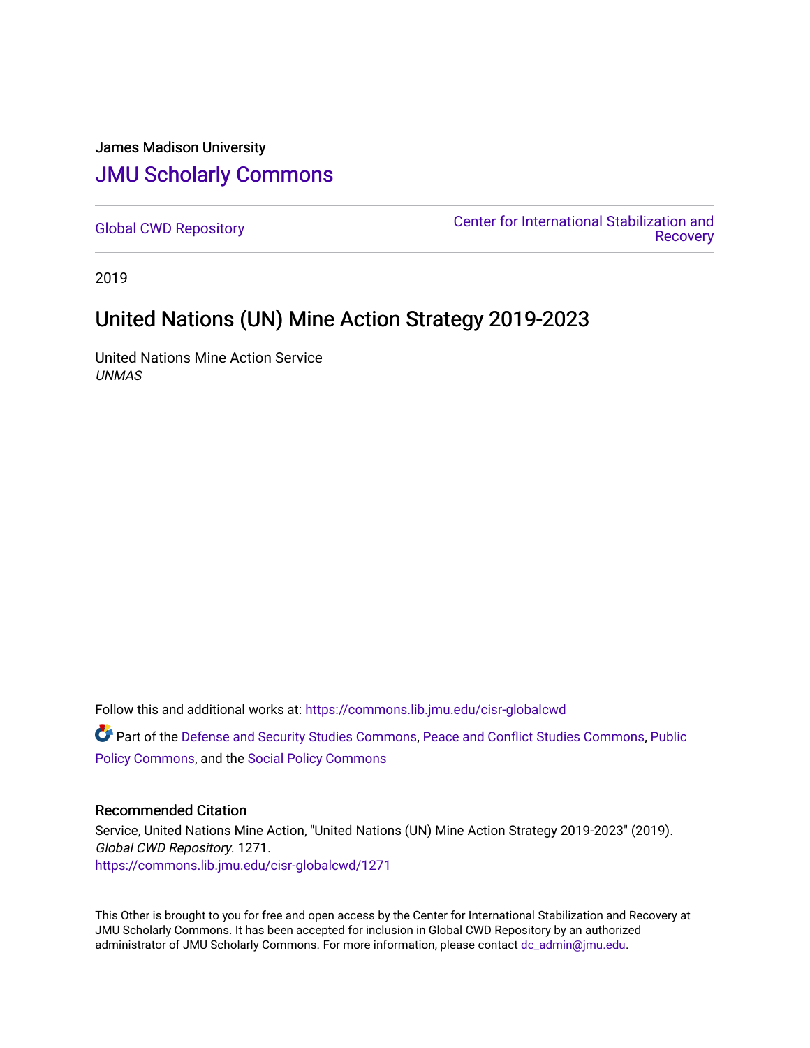James Madison University

# JMU Scholarly Commons

Global CWD Repository

Center for International Stabilization and Recovery

2019

## United Nations (UN) Mine Action Strategy 2019-2023

United Nations Mine Action Service
*UNMAS*

Follow this and additional works at: https://commons.lib.jmu.edu/cisr-globalcwd

Part of the Defense and Security Studies Commons, Peace and Conflict Studies Commons, Public Policy Commons, and the Social Policy Commons

### Recommended Citation

Service, United Nations Mine Action, "United Nations (UN) Mine Action Strategy 2019-2023" (2019). *Global CWD Repository*. 1271.
https://commons.lib.jmu.edu/cisr-globalcwd/1271

This Other is brought to you for free and open access by the Center for International Stabilization and Recovery at JMU Scholarly Commons. It has been accepted for inclusion in Global CWD Repository by an authorized administrator of JMU Scholarly Commons. For more information, please contact dc_admin@jmu.edu.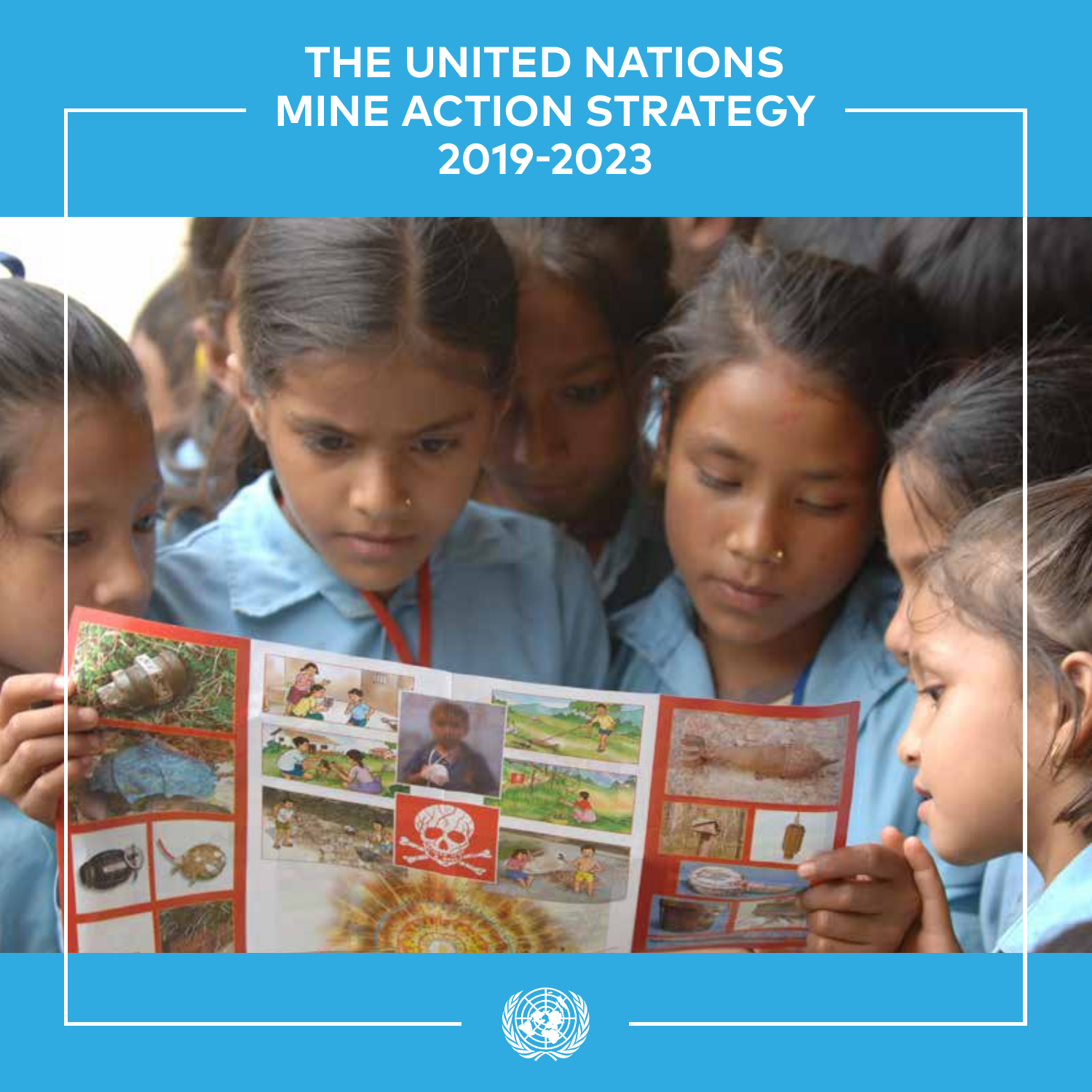# THE UNITED NATIONS MINE ACTION STRATEGY 2019-2023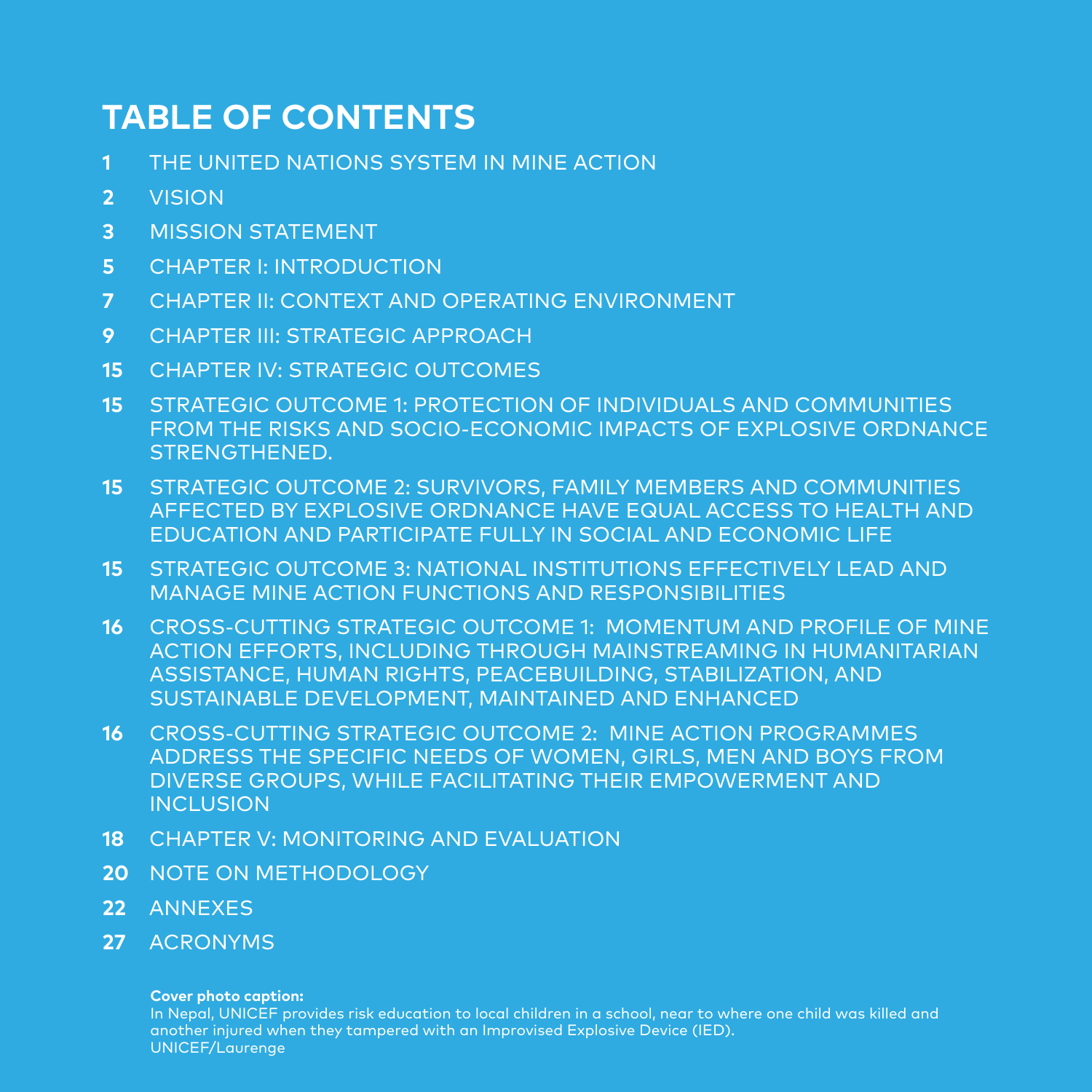# TABLE OF CONTENTS

**1** THE UNITED NATIONS SYSTEM IN MINE ACTION

**2** VISION

**3** MISSION STATEMENT

**5** CHAPTER I: INTRODUCTION

**7** CHAPTER II: CONTEXT AND OPERATING ENVIRONMENT

**9** CHAPTER III: STRATEGIC APPROACH

**15** CHAPTER IV: STRATEGIC OUTCOMES

**15** STRATEGIC OUTCOME 1: PROTECTION OF INDIVIDUALS AND COMMUNITIES FROM THE RISKS AND SOCIO-ECONOMIC IMPACTS OF EXPLOSIVE ORDNANCE STRENGTHENED.

**15** STRATEGIC OUTCOME 2: SURVIVORS, FAMILY MEMBERS AND COMMUNITIES AFFECTED BY EXPLOSIVE ORDNANCE HAVE EQUAL ACCESS TO HEALTH AND EDUCATION AND PARTICIPATE FULLY IN SOCIAL AND ECONOMIC LIFE

**15** STRATEGIC OUTCOME 3: NATIONAL INSTITUTIONS EFFECTIVELY LEAD AND MANAGE MINE ACTION FUNCTIONS AND RESPONSIBILITIES

**16** CROSS-CUTTING STRATEGIC OUTCOME 1: MOMENTUM AND PROFILE OF MINE ACTION EFFORTS, INCLUDING THROUGH MAINSTREAMING IN HUMANITARIAN ASSISTANCE, HUMAN RIGHTS, PEACEBUILDING, STABILIZATION, AND SUSTAINABLE DEVELOPMENT, MAINTAINED AND ENHANCED

**16** CROSS-CUTTING STRATEGIC OUTCOME 2: MINE ACTION PROGRAMMES ADDRESS THE SPECIFIC NEEDS OF WOMEN, GIRLS, MEN AND BOYS FROM DIVERSE GROUPS, WHILE FACILITATING THEIR EMPOWERMENT AND INCLUSION

**18** CHAPTER V: MONITORING AND EVALUATION

**20** NOTE ON METHODOLOGY

**22** ANNEXES

**27** ACRONYMS

**Cover photo caption:**
In Nepal, UNICEF provides risk education to local children in a school, near to where one child was killed and another injured when they tampered with an Improvised Explosive Device (IED).
UNICEF/Laurenge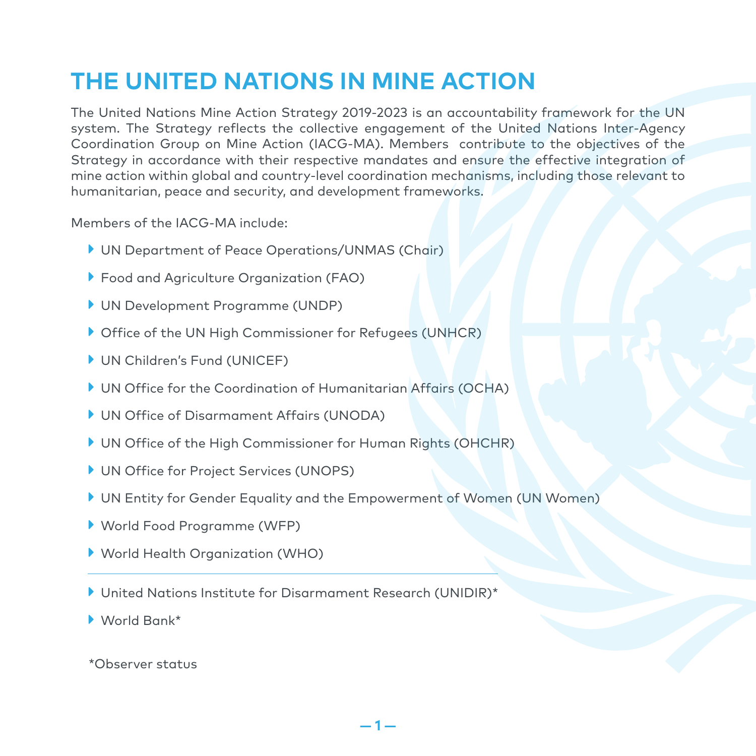# THE UNITED NATIONS IN MINE ACTION

The United Nations Mine Action Strategy 2019-2023 is an accountability framework for the UN system. The Strategy reflects the collective engagement of the United Nations Inter-Agency Coordination Group on Mine Action (IACG-MA). Members contribute to the objectives of the Strategy in accordance with their respective mandates and ensure the effective integration of mine action within global and country-level coordination mechanisms, including those relevant to humanitarian, peace and security, and development frameworks.

Members of the IACG-MA include:

- UN Department of Peace Operations/UNMAS (Chair)
- Food and Agriculture Organization (FAO)
- UN Development Programme (UNDP)
- Office of the UN High Commissioner for Refugees (UNHCR)
- UN Children's Fund (UNICEF)
- UN Office for the Coordination of Humanitarian Affairs (OCHA)
- UN Office of Disarmament Affairs (UNODA)
- UN Office of the High Commissioner for Human Rights (OHCHR)
- UN Office for Project Services (UNOPS)
- UN Entity for Gender Equality and the Empowerment of Women (UN Women)
- World Food Programme (WFP)
- World Health Organization (WHO)

---

- United Nations Institute for Disarmament Research (UNIDIR)*
- World Bank*

*Observer status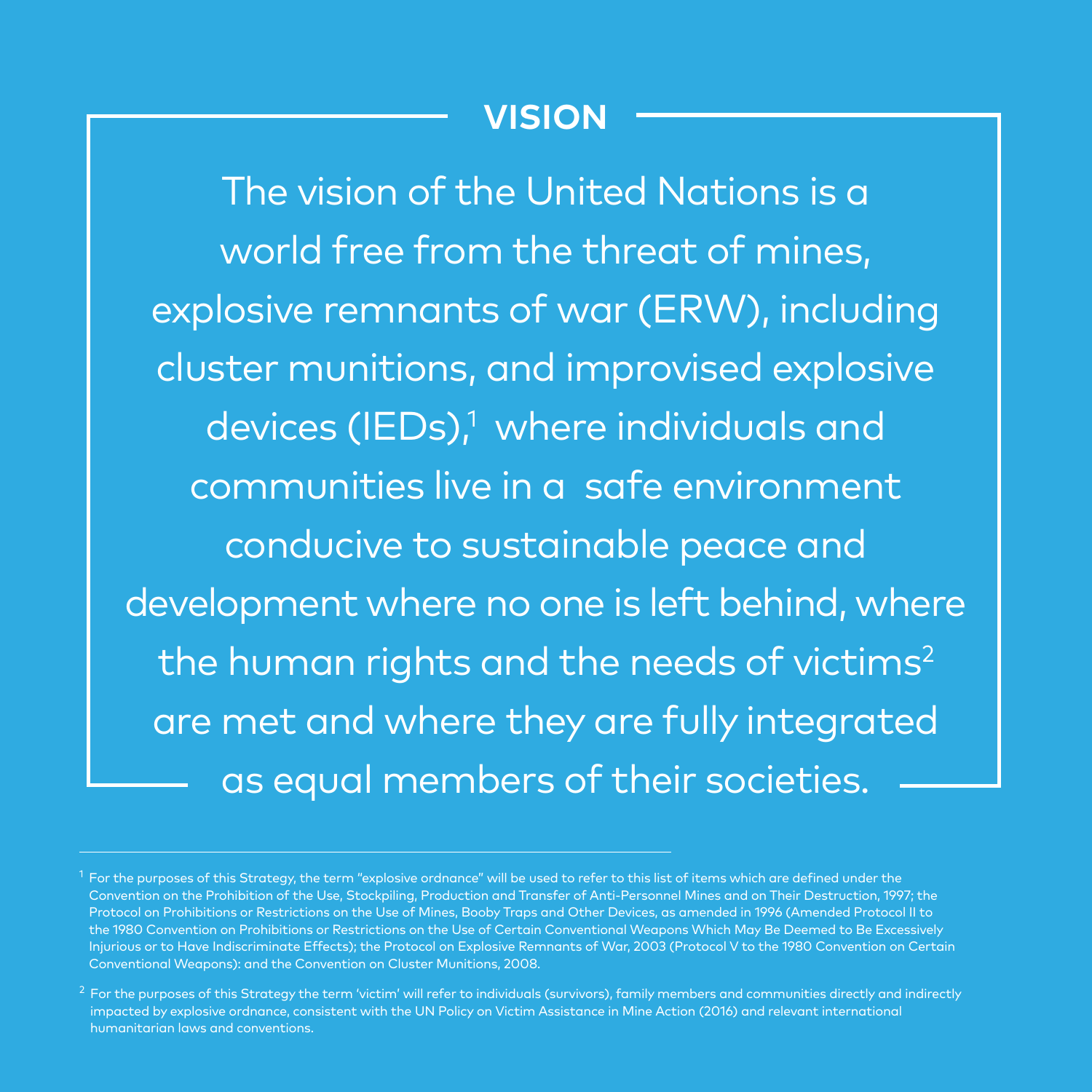## VISION

The vision of the United Nations is a world free from the threat of mines, explosive remnants of war (ERW), including cluster munitions, and improvised explosive devices (IEDs),[1] where individuals and communities live in a safe environment conducive to sustainable peace and development where no one is left behind, where the human rights and the needs of victims[2] are met and where they are fully integrated as equal members of their societies.

---

[1] For the purposes of this Strategy, the term "explosive ordnance" will be used to refer to this list of items which are defined under the Convention on the Prohibition of the Use, Stockpiling, Production and Transfer of Anti-Personnel Mines and on Their Destruction, 1997; the Protocol on Prohibitions or Restrictions on the Use of Mines, Booby Traps and Other Devices, as amended in 1996 (Amended Protocol II to the 1980 Convention on Prohibitions or Restrictions on the Use of Certain Conventional Weapons Which May Be Deemed to Be Excessively Injurious or to Have Indiscriminate Effects); the Protocol on Explosive Remnants of War, 2003 (Protocol V to the 1980 Convention on Certain Conventional Weapons): and the Convention on Cluster Munitions, 2008.

[2] For the purposes of this Strategy the term 'victim' will refer to individuals (survivors), family members and communities directly and indirectly impacted by explosive ordnance, consistent with the UN Policy on Victim Assistance in Mine Action (2016) and relevant international humanitarian laws and conventions.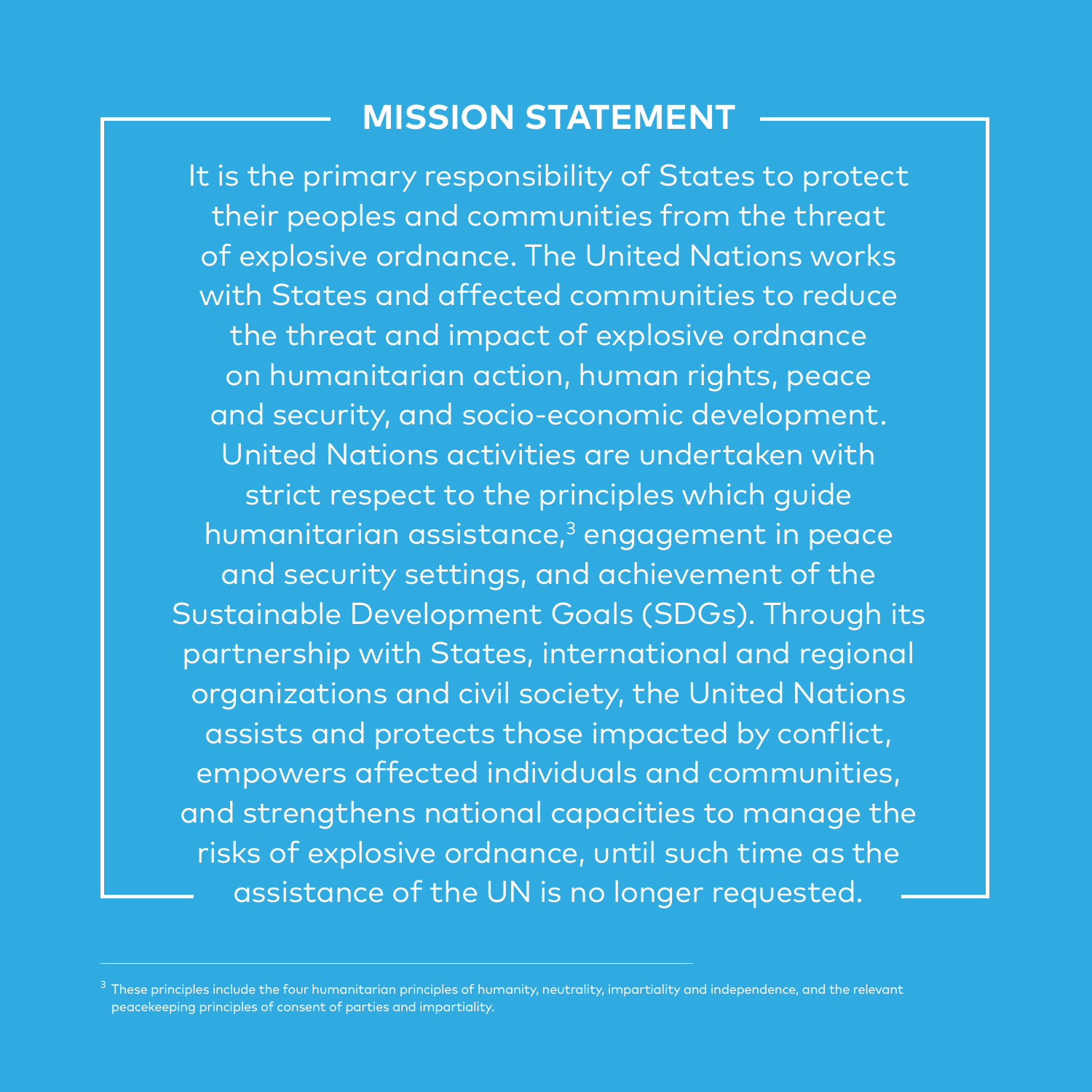## MISSION STATEMENT

It is the primary responsibility of States to protect their peoples and communities from the threat of explosive ordnance. The United Nations works with States and affected communities to reduce the threat and impact of explosive ordnance on humanitarian action, human rights, peace and security, and socio-economic development. United Nations activities are undertaken with strict respect to the principles which guide humanitarian assistance,[3] engagement in peace and security settings, and achievement of the Sustainable Development Goals (SDGs). Through its partnership with States, international and regional organizations and civil society, the United Nations assists and protects those impacted by conflict, empowers affected individuals and communities, and strengthens national capacities to manage the risks of explosive ordnance, until such time as the assistance of the UN is no longer requested.

---

[3] These principles include the four humanitarian principles of humanity, neutrality, impartiality and independence, and the relevant peacekeeping principles of consent of parties and impartiality.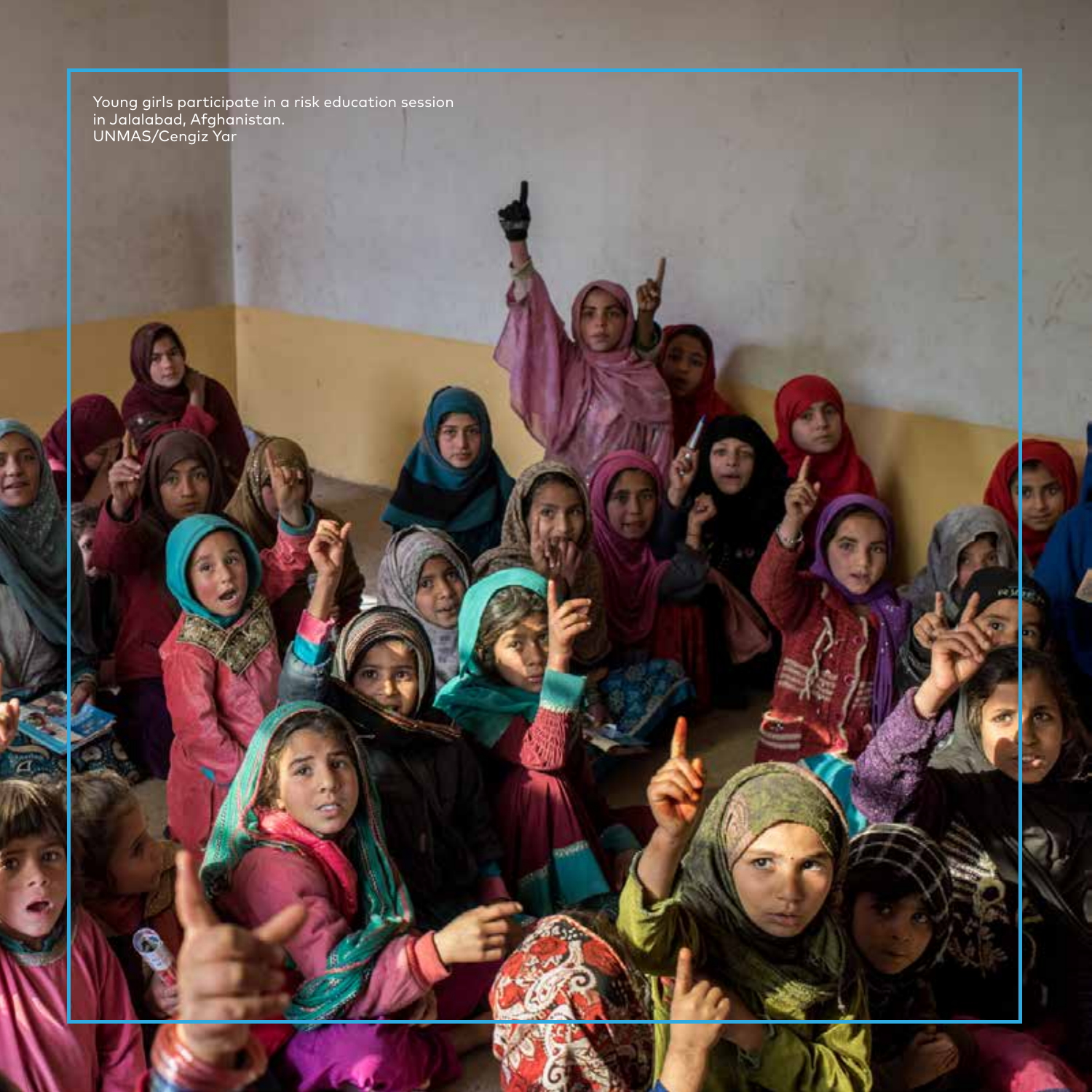Young girls participate in a risk education session in Jalalabad, Afghanistan.
UNMAS/Cengiz Yar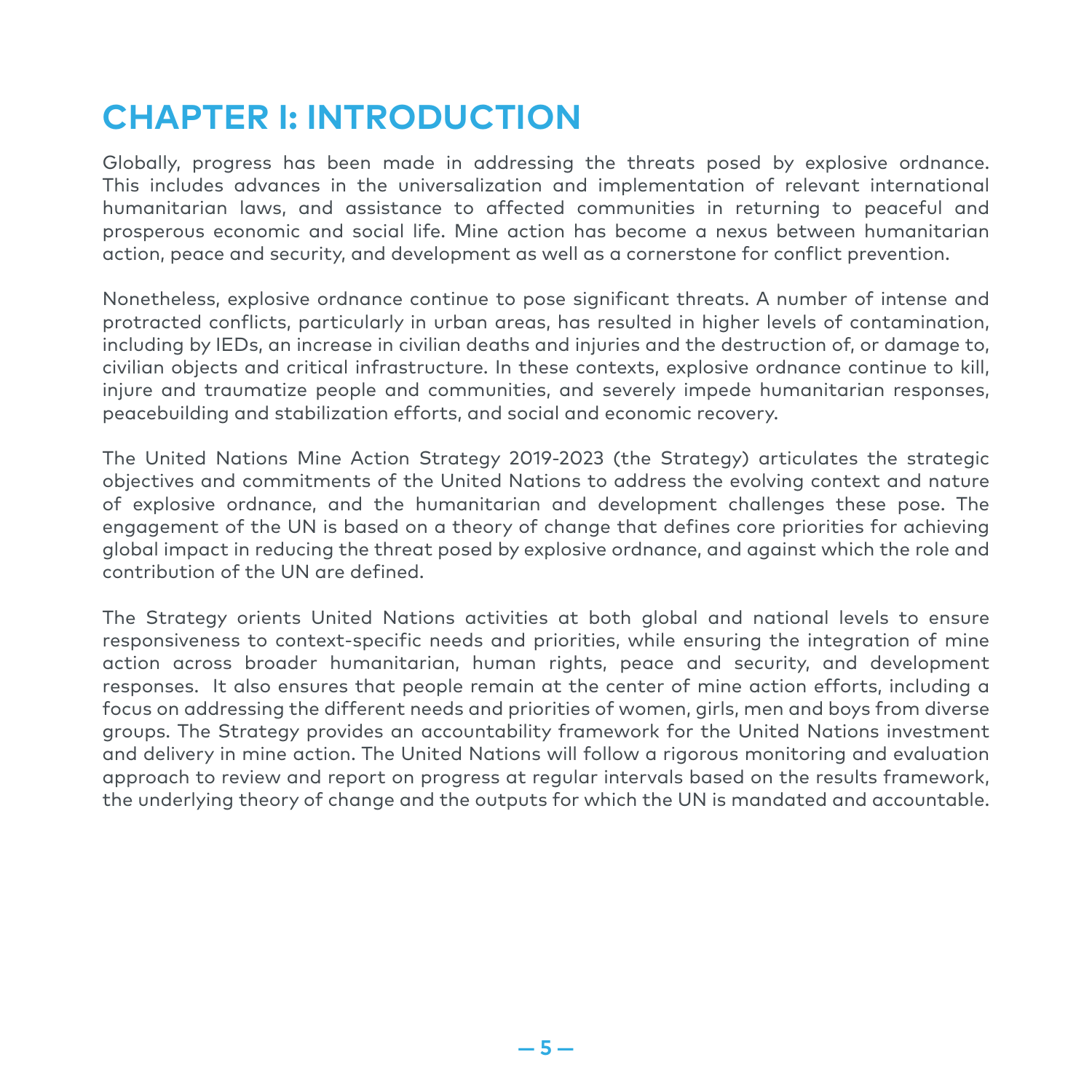# CHAPTER I: INTRODUCTION

Globally, progress has been made in addressing the threats posed by explosive ordnance. This includes advances in the universalization and implementation of relevant international humanitarian laws, and assistance to affected communities in returning to peaceful and prosperous economic and social life. Mine action has become a nexus between humanitarian action, peace and security, and development as well as a cornerstone for conflict prevention.

Nonetheless, explosive ordnance continue to pose significant threats. A number of intense and protracted conflicts, particularly in urban areas, has resulted in higher levels of contamination, including by IEDs, an increase in civilian deaths and injuries and the destruction of, or damage to, civilian objects and critical infrastructure. In these contexts, explosive ordnance continue to kill, injure and traumatize people and communities, and severely impede humanitarian responses, peacebuilding and stabilization efforts, and social and economic recovery.

The United Nations Mine Action Strategy 2019-2023 (the Strategy) articulates the strategic objectives and commitments of the United Nations to address the evolving context and nature of explosive ordnance, and the humanitarian and development challenges these pose. The engagement of the UN is based on a theory of change that defines core priorities for achieving global impact in reducing the threat posed by explosive ordnance, and against which the role and contribution of the UN are defined.

The Strategy orients United Nations activities at both global and national levels to ensure responsiveness to context-specific needs and priorities, while ensuring the integration of mine action across broader humanitarian, human rights, peace and security, and development responses. It also ensures that people remain at the center of mine action efforts, including a focus on addressing the different needs and priorities of women, girls, men and boys from diverse groups. The Strategy provides an accountability framework for the United Nations investment and delivery in mine action. The United Nations will follow a rigorous monitoring and evaluation approach to review and report on progress at regular intervals based on the results framework, the underlying theory of change and the outputs for which the UN is mandated and accountable.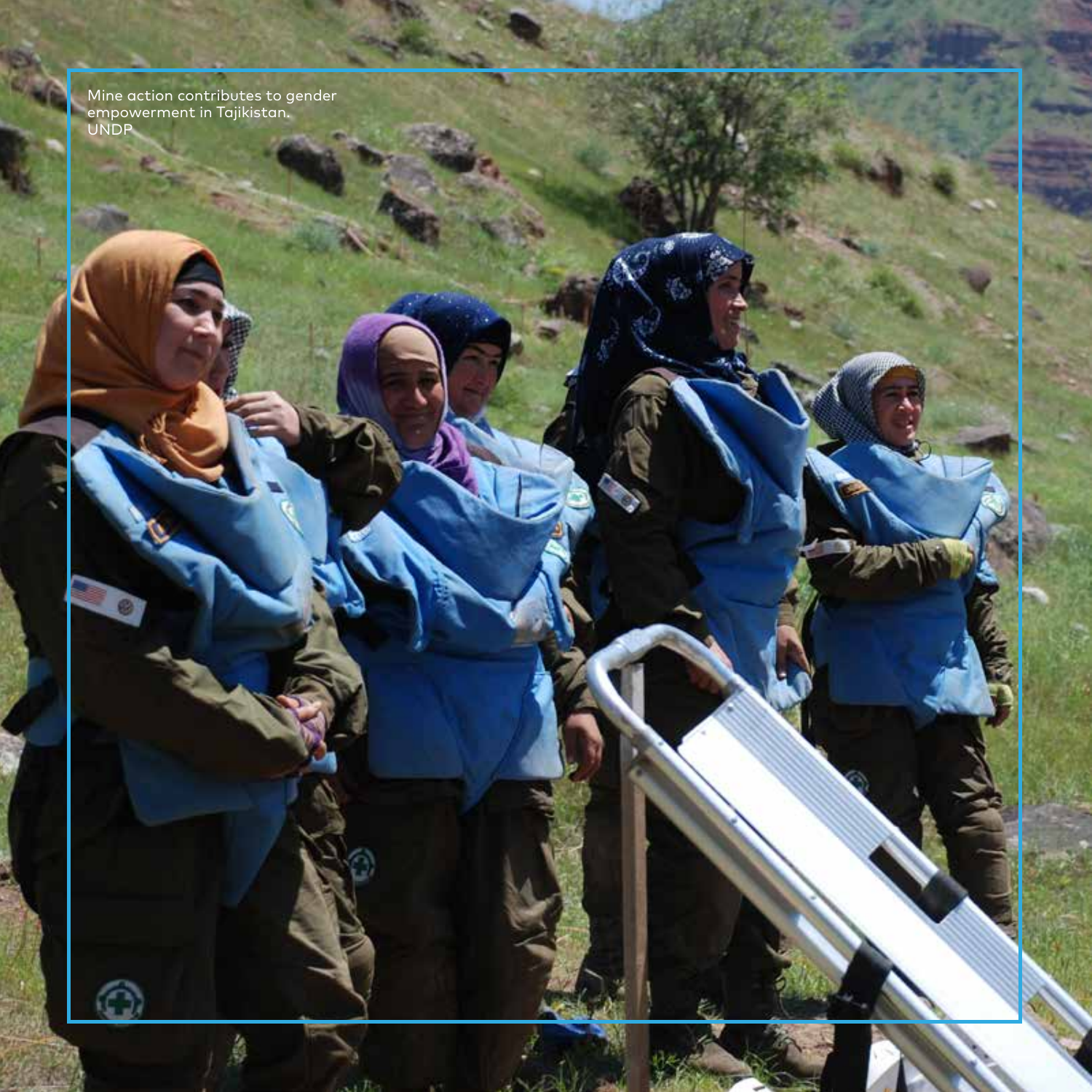Mine action contributes to gender empowerment in Tajikistan.
UNDP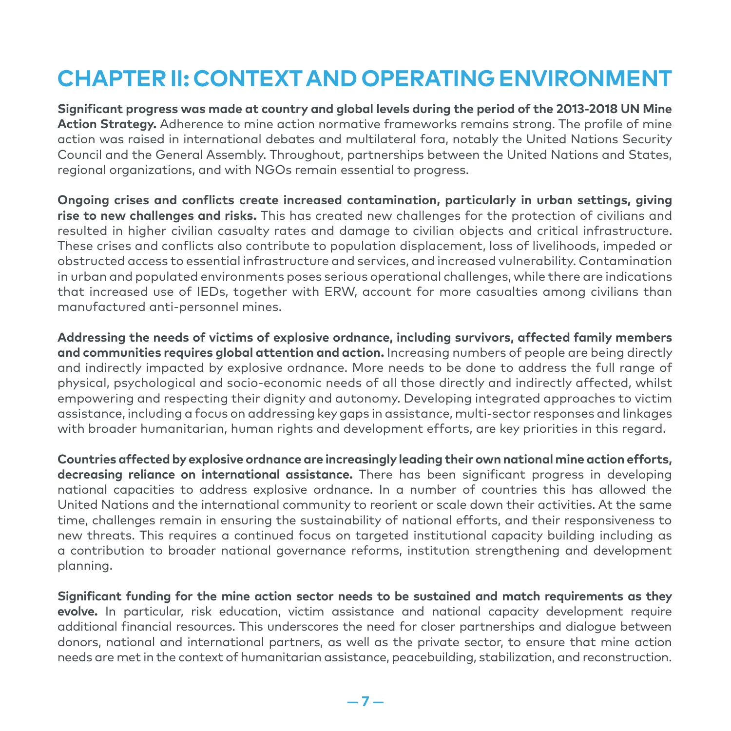# CHAPTER II: CONTEXT AND OPERATING ENVIRONMENT

**Significant progress was made at country and global levels during the period of the 2013-2018 UN Mine Action Strategy.** Adherence to mine action normative frameworks remains strong. The profile of mine action was raised in international debates and multilateral fora, notably the United Nations Security Council and the General Assembly. Throughout, partnerships between the United Nations and States, regional organizations, and with NGOs remain essential to progress.

**Ongoing crises and conflicts create increased contamination, particularly in urban settings, giving rise to new challenges and risks.** This has created new challenges for the protection of civilians and resulted in higher civilian casualty rates and damage to civilian objects and critical infrastructure. These crises and conflicts also contribute to population displacement, loss of livelihoods, impeded or obstructed access to essential infrastructure and services, and increased vulnerability. Contamination in urban and populated environments poses serious operational challenges, while there are indications that increased use of IEDs, together with ERW, account for more casualties among civilians than manufactured anti-personnel mines.

**Addressing the needs of victims of explosive ordnance, including survivors, affected family members and communities requires global attention and action.** Increasing numbers of people are being directly and indirectly impacted by explosive ordnance. More needs to be done to address the full range of physical, psychological and socio-economic needs of all those directly and indirectly affected, whilst empowering and respecting their dignity and autonomy. Developing integrated approaches to victim assistance, including a focus on addressing key gaps in assistance, multi-sector responses and linkages with broader humanitarian, human rights and development efforts, are key priorities in this regard.

**Countries affected by explosive ordnance are increasingly leading their own national mine action efforts, decreasing reliance on international assistance.** There has been significant progress in developing national capacities to address explosive ordnance. In a number of countries this has allowed the United Nations and the international community to reorient or scale down their activities. At the same time, challenges remain in ensuring the sustainability of national efforts, and their responsiveness to new threats. This requires a continued focus on targeted institutional capacity building including as a contribution to broader national governance reforms, institution strengthening and development planning.

**Significant funding for the mine action sector needs to be sustained and match requirements as they evolve.** In particular, risk education, victim assistance and national capacity development require additional financial resources. This underscores the need for closer partnerships and dialogue between donors, national and international partners, as well as the private sector, to ensure that mine action needs are met in the context of humanitarian assistance, peacebuilding, stabilization, and reconstruction.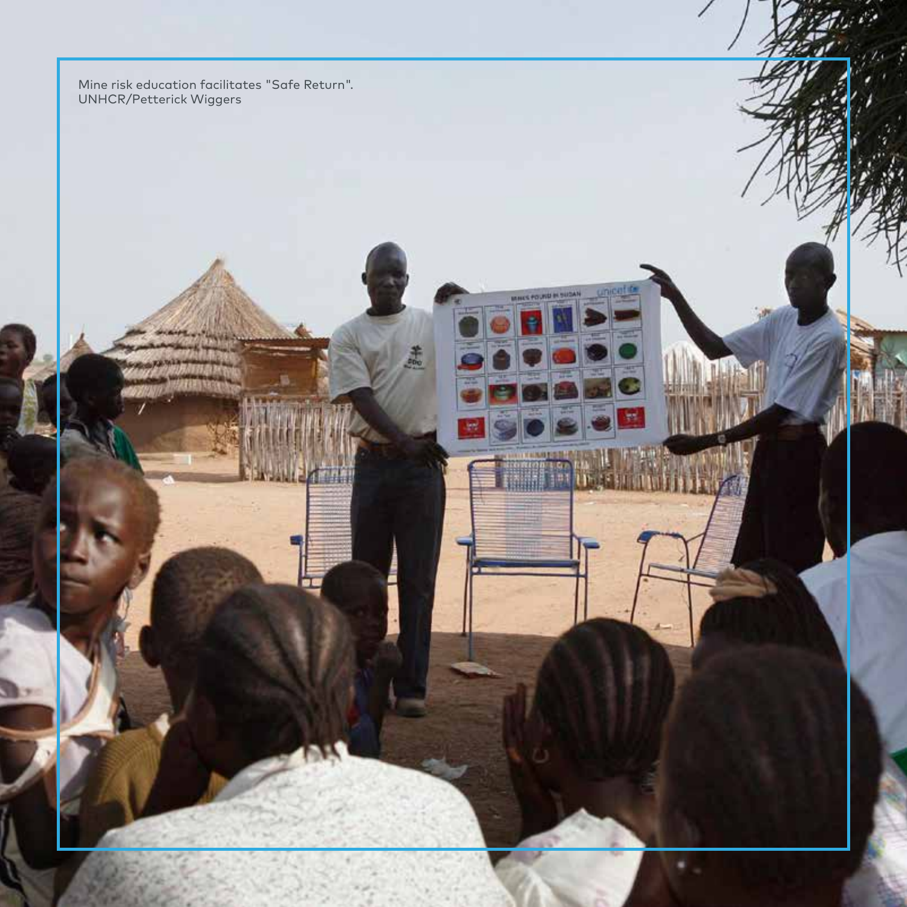Mine risk education facilitates "Safe Return".
UNHCR/Petterick Wiggers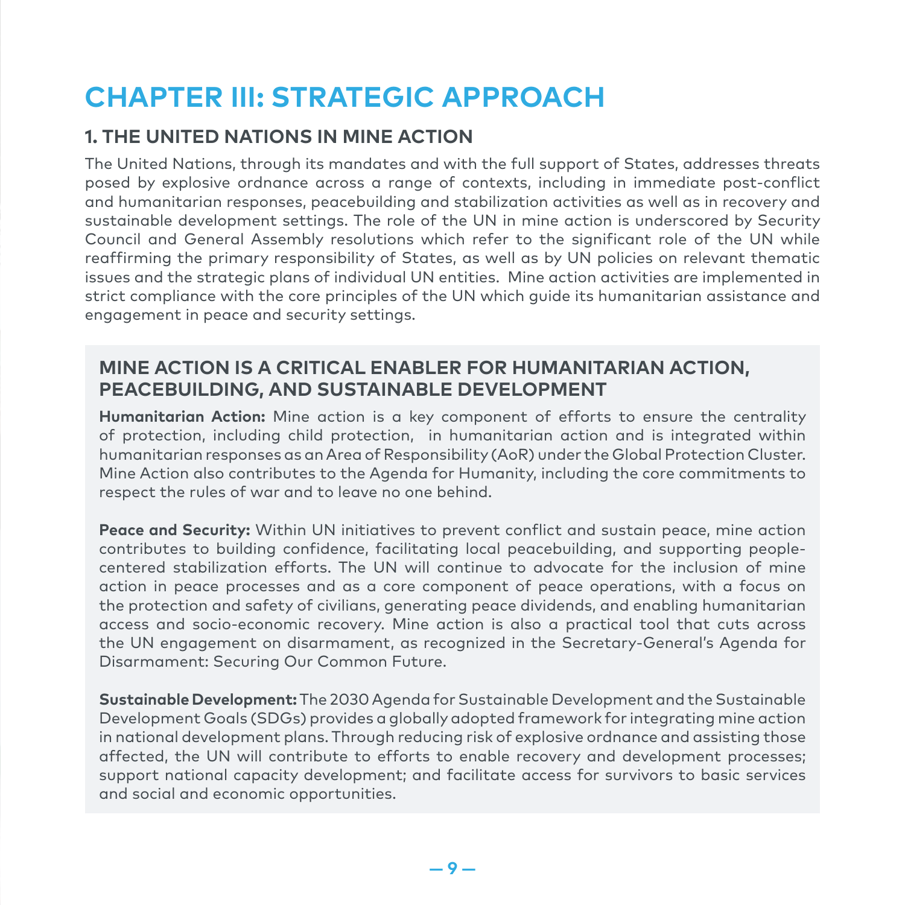# CHAPTER III: STRATEGIC APPROACH

## 1. THE UNITED NATIONS IN MINE ACTION

The United Nations, through its mandates and with the full support of States, addresses threats posed by explosive ordnance across a range of contexts, including in immediate post-conflict and humanitarian responses, peacebuilding and stabilization activities as well as in recovery and sustainable development settings. The role of the UN in mine action is underscored by Security Council and General Assembly resolutions which refer to the significant role of the UN while reaffirming the primary responsibility of States, as well as by UN policies on relevant thematic issues and the strategic plans of individual UN entities. Mine action activities are implemented in strict compliance with the core principles of the UN which guide its humanitarian assistance and engagement in peace and security settings.

### MINE ACTION IS A CRITICAL ENABLER FOR HUMANITARIAN ACTION, PEACEBUILDING, AND SUSTAINABLE DEVELOPMENT

**Humanitarian Action:** Mine action is a key component of efforts to ensure the centrality of protection, including child protection, in humanitarian action and is integrated within humanitarian responses as an Area of Responsibility (AoR) under the Global Protection Cluster. Mine Action also contributes to the Agenda for Humanity, including the core commitments to respect the rules of war and to leave no one behind.

**Peace and Security:** Within UN initiatives to prevent conflict and sustain peace, mine action contributes to building confidence, facilitating local peacebuilding, and supporting people-centered stabilization efforts. The UN will continue to advocate for the inclusion of mine action in peace processes and as a core component of peace operations, with a focus on the protection and safety of civilians, generating peace dividends, and enabling humanitarian access and socio-economic recovery. Mine action is also a practical tool that cuts across the UN engagement on disarmament, as recognized in the Secretary-General's Agenda for Disarmament: Securing Our Common Future.

**Sustainable Development:** The 2030 Agenda for Sustainable Development and the Sustainable Development Goals (SDGs) provides a globally adopted framework for integrating mine action in national development plans. Through reducing risk of explosive ordnance and assisting those affected, the UN will contribute to efforts to enable recovery and development processes; support national capacity development; and facilitate access for survivors to basic services and social and economic opportunities.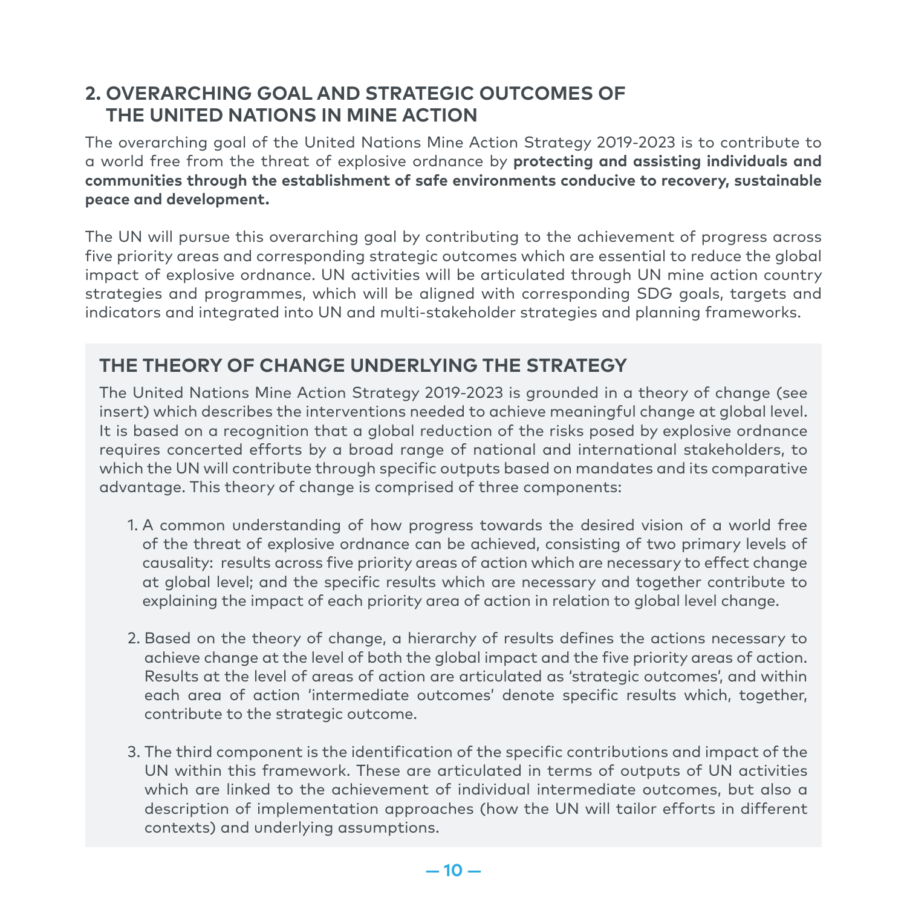## 2. OVERARCHING GOAL AND STRATEGIC OUTCOMES OF THE UNITED NATIONS IN MINE ACTION

The overarching goal of the United Nations Mine Action Strategy 2019-2023 is to contribute to a world free from the threat of explosive ordnance by **protecting and assisting individuals and communities through the establishment of safe environments conducive to recovery, sustainable peace and development.**

The UN will pursue this overarching goal by contributing to the achievement of progress across five priority areas and corresponding strategic outcomes which are essential to reduce the global impact of explosive ordnance. UN activities will be articulated through UN mine action country strategies and programmes, which will be aligned with corresponding SDG goals, targets and indicators and integrated into UN and multi-stakeholder strategies and planning frameworks.

### THE THEORY OF CHANGE UNDERLYING THE STRATEGY

The United Nations Mine Action Strategy 2019-2023 is grounded in a theory of change (see insert) which describes the interventions needed to achieve meaningful change at global level. It is based on a recognition that a global reduction of the risks posed by explosive ordnance requires concerted efforts by a broad range of national and international stakeholders, to which the UN will contribute through specific outputs based on mandates and its comparative advantage. This theory of change is comprised of three components:

1. A common understanding of how progress towards the desired vision of a world free of the threat of explosive ordnance can be achieved, consisting of two primary levels of causality: results across five priority areas of action which are necessary to effect change at global level; and the specific results which are necessary and together contribute to explaining the impact of each priority area of action in relation to global level change.

2. Based on the theory of change, a hierarchy of results defines the actions necessary to achieve change at the level of both the global impact and the five priority areas of action. Results at the level of areas of action are articulated as 'strategic outcomes', and within each area of action 'intermediate outcomes' denote specific results which, together, contribute to the strategic outcome.

3. The third component is the identification of the specific contributions and impact of the UN within this framework. These are articulated in terms of outputs of UN activities which are linked to the achievement of individual intermediate outcomes, but also a description of implementation approaches (how the UN will tailor efforts in different contexts) and underlying assumptions.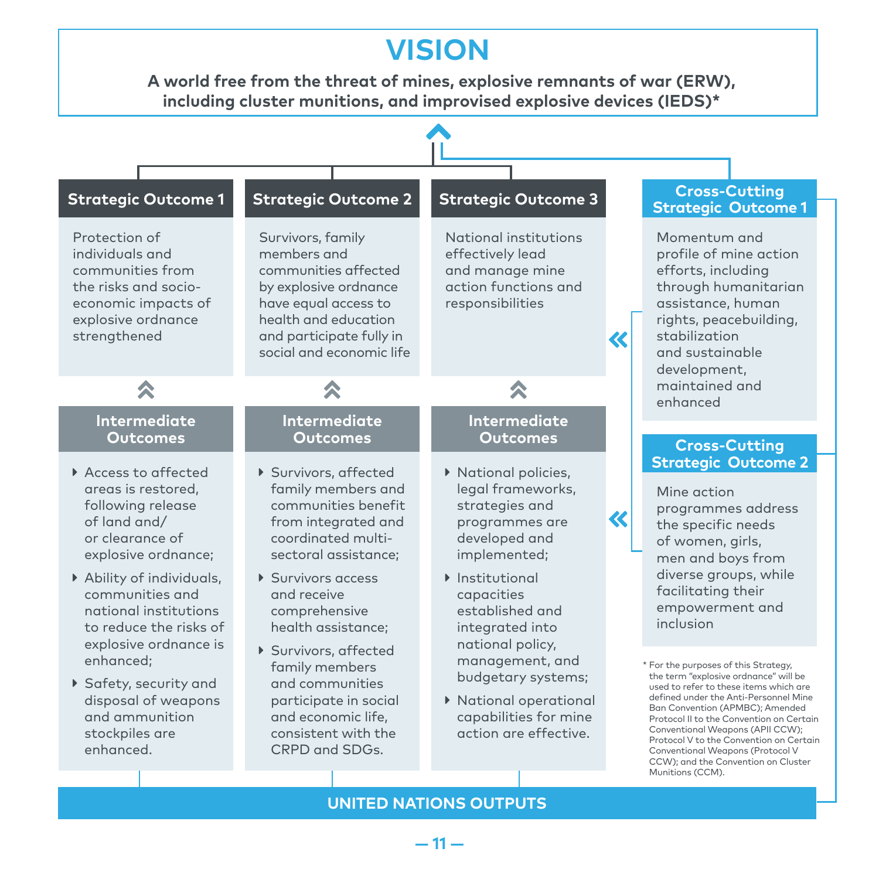# VISION

**A world free from the threat of mines, explosive remnants of war (ERW), including cluster munitions, and improvised explosive devices (IEDS)***

## Strategic Outcome 1

Protection of individuals and communities from the risks and socio-economic impacts of explosive ordnance strengthened

### Intermediate Outcomes

- Access to affected areas is restored, following release of land and/ or clearance of explosive ordnance;
- Ability of individuals, communities and national institutions to reduce the risks of explosive ordnance is enhanced;
- Safety, security and disposal of weapons and ammunition stockpiles are enhanced.

## Strategic Outcome 2

Survivors, family members and communities affected by explosive ordnance have equal access to health and education and participate fully in social and economic life

### Intermediate Outcomes

- Survivors, affected family members and communities benefit from integrated and coordinated multi-sectoral assistance;
- Survivors access and receive comprehensive health assistance;
- Survivors, affected family members and communities participate in social and economic life, consistent with the CRPD and SDGs.

## Strategic Outcome 3

National institutions effectively lead and manage mine action functions and responsibilities

### Intermediate Outcomes

- National policies, legal frameworks, strategies and programmes are developed and implemented;
- Institutional capacities established and integrated into national policy, management, and budgetary systems;
- National operational capabilities for mine action are effective.

## Cross-Cutting Strategic Outcome 1

Momentum and profile of mine action efforts, including through humanitarian assistance, human rights, peacebuilding, stabilization and sustainable development, maintained and enhanced

## Cross-Cutting Strategic Outcome 2

Mine action programmes address the specific needs of women, girls, men and boys from diverse groups, while facilitating their empowerment and inclusion

## UNITED NATIONS OUTPUTS

* For the purposes of this Strategy, the term "explosive ordnance" will be used to refer to these items which are defined under the Anti-Personnel Mine Ban Convention (APMBC); Amended Protocol II to the Convention on Certain Conventional Weapons (APII CCW); Protocol V to the Convention on Certain Conventional Weapons (Protocol V CCW); and the Convention on Cluster Munitions (CCM).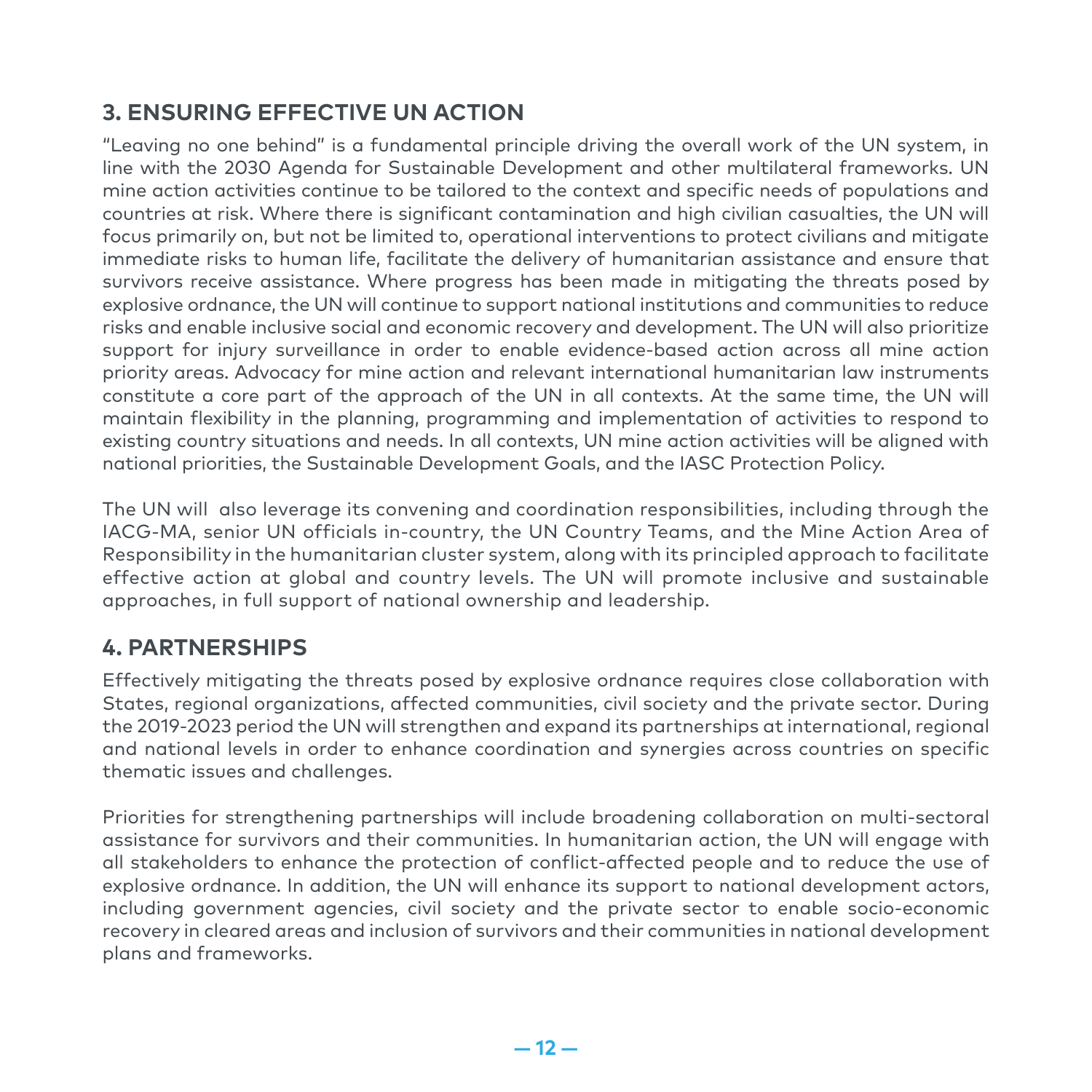## 3. ENSURING EFFECTIVE UN ACTION

"Leaving no one behind" is a fundamental principle driving the overall work of the UN system, in line with the 2030 Agenda for Sustainable Development and other multilateral frameworks. UN mine action activities continue to be tailored to the context and specific needs of populations and countries at risk. Where there is significant contamination and high civilian casualties, the UN will focus primarily on, but not be limited to, operational interventions to protect civilians and mitigate immediate risks to human life, facilitate the delivery of humanitarian assistance and ensure that survivors receive assistance. Where progress has been made in mitigating the threats posed by explosive ordnance, the UN will continue to support national institutions and communities to reduce risks and enable inclusive social and economic recovery and development. The UN will also prioritize support for injury surveillance in order to enable evidence-based action across all mine action priority areas. Advocacy for mine action and relevant international humanitarian law instruments constitute a core part of the approach of the UN in all contexts. At the same time, the UN will maintain flexibility in the planning, programming and implementation of activities to respond to existing country situations and needs. In all contexts, UN mine action activities will be aligned with national priorities, the Sustainable Development Goals, and the IASC Protection Policy.

The UN will also leverage its convening and coordination responsibilities, including through the IACG-MA, senior UN officials in-country, the UN Country Teams, and the Mine Action Area of Responsibility in the humanitarian cluster system, along with its principled approach to facilitate effective action at global and country levels. The UN will promote inclusive and sustainable approaches, in full support of national ownership and leadership.

## 4. PARTNERSHIPS

Effectively mitigating the threats posed by explosive ordnance requires close collaboration with States, regional organizations, affected communities, civil society and the private sector. During the 2019-2023 period the UN will strengthen and expand its partnerships at international, regional and national levels in order to enhance coordination and synergies across countries on specific thematic issues and challenges.

Priorities for strengthening partnerships will include broadening collaboration on multi-sectoral assistance for survivors and their communities. In humanitarian action, the UN will engage with all stakeholders to enhance the protection of conflict-affected people and to reduce the use of explosive ordnance. In addition, the UN will enhance its support to national development actors, including government agencies, civil society and the private sector to enable socio-economic recovery in cleared areas and inclusion of survivors and their communities in national development plans and frameworks.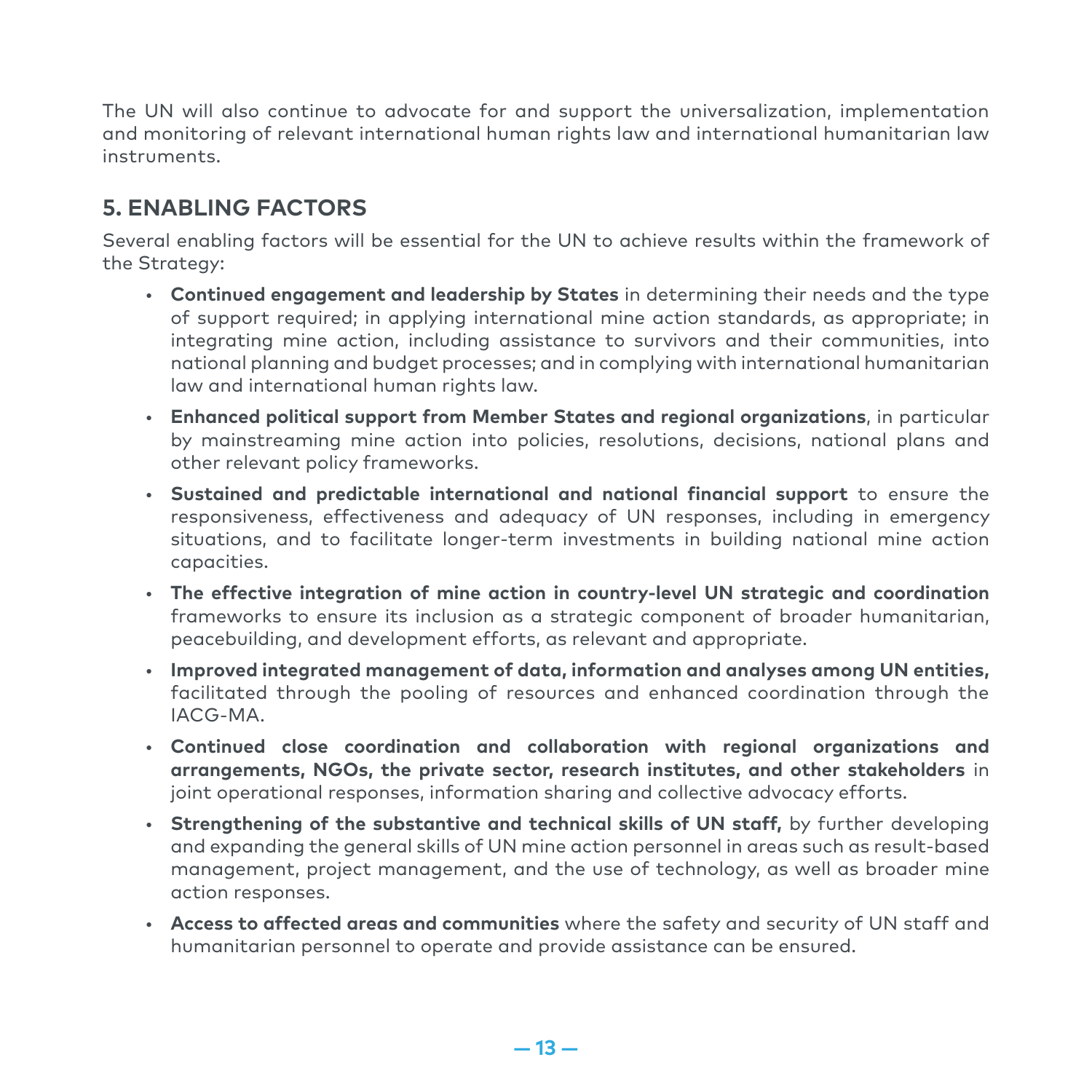The UN will also continue to advocate for and support the universalization, implementation and monitoring of relevant international human rights law and international humanitarian law instruments.

## 5. ENABLING FACTORS

Several enabling factors will be essential for the UN to achieve results within the framework of the Strategy:

- **Continued engagement and leadership by States** in determining their needs and the type of support required; in applying international mine action standards, as appropriate; in integrating mine action, including assistance to survivors and their communities, into national planning and budget processes; and in complying with international humanitarian law and international human rights law.
- **Enhanced political support from Member States and regional organizations**, in particular by mainstreaming mine action into policies, resolutions, decisions, national plans and other relevant policy frameworks.
- **Sustained and predictable international and national financial support** to ensure the responsiveness, effectiveness and adequacy of UN responses, including in emergency situations, and to facilitate longer-term investments in building national mine action capacities.
- **The effective integration of mine action in country-level UN strategic and coordination** frameworks to ensure its inclusion as a strategic component of broader humanitarian, peacebuilding, and development efforts, as relevant and appropriate.
- **Improved integrated management of data, information and analyses among UN entities,** facilitated through the pooling of resources and enhanced coordination through the IACG-MA.
- **Continued close coordination and collaboration with regional organizations and arrangements, NGOs, the private sector, research institutes, and other stakeholders** in joint operational responses, information sharing and collective advocacy efforts.
- **Strengthening of the substantive and technical skills of UN staff,** by further developing and expanding the general skills of UN mine action personnel in areas such as result-based management, project management, and the use of technology, as well as broader mine action responses.
- **Access to affected areas and communities** where the safety and security of UN staff and humanitarian personnel to operate and provide assistance can be ensured.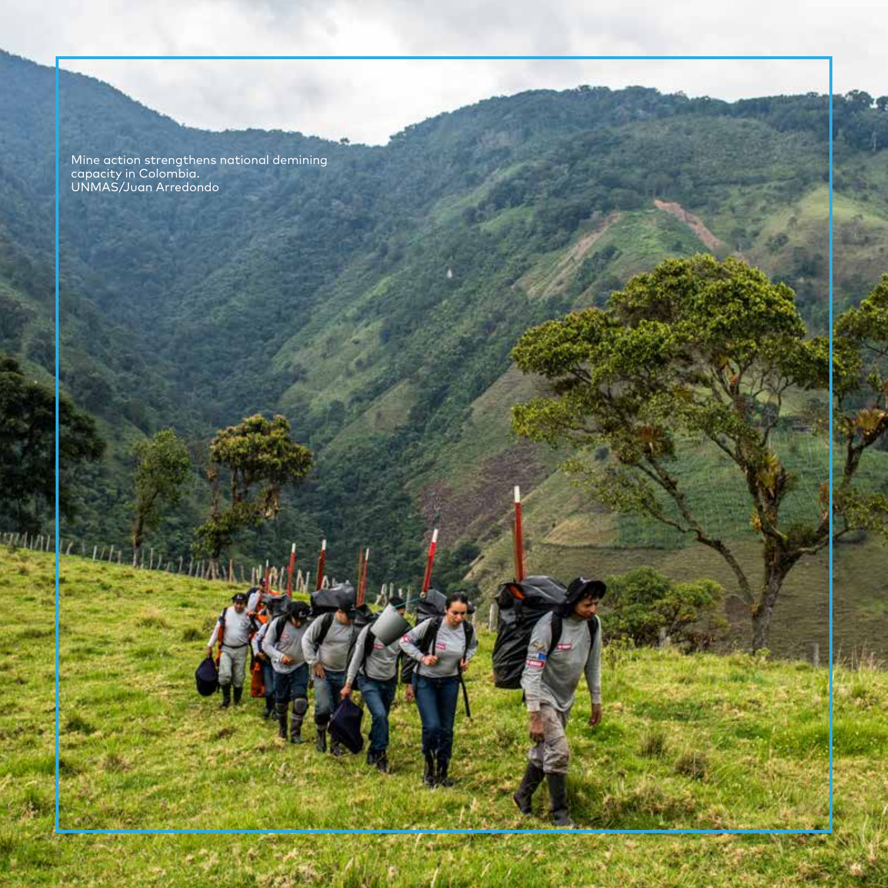Mine action strengthens national demining capacity in Colombia.
UNMAS/Juan Arredondo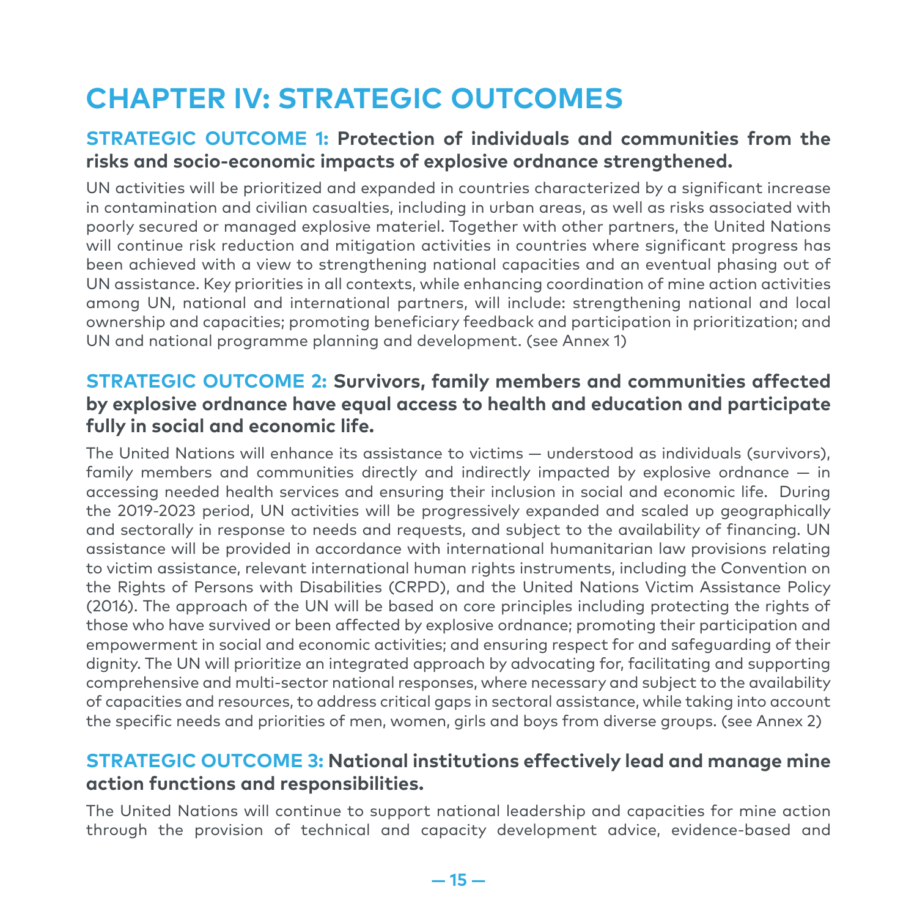# CHAPTER IV: STRATEGIC OUTCOMES

## STRATEGIC OUTCOME 1: Protection of individuals and communities from the risks and socio-economic impacts of explosive ordnance strengthened.

UN activities will be prioritized and expanded in countries characterized by a significant increase in contamination and civilian casualties, including in urban areas, as well as risks associated with poorly secured or managed explosive materiel. Together with other partners, the United Nations will continue risk reduction and mitigation activities in countries where significant progress has been achieved with a view to strengthening national capacities and an eventual phasing out of UN assistance. Key priorities in all contexts, while enhancing coordination of mine action activities among UN, national and international partners, will include: strengthening national and local ownership and capacities; promoting beneficiary feedback and participation in prioritization; and UN and national programme planning and development. (see Annex 1)

## STRATEGIC OUTCOME 2: Survivors, family members and communities affected by explosive ordnance have equal access to health and education and participate fully in social and economic life.

The United Nations will enhance its assistance to victims — understood as individuals (survivors), family members and communities directly and indirectly impacted by explosive ordnance — in accessing needed health services and ensuring their inclusion in social and economic life. During the 2019-2023 period, UN activities will be progressively expanded and scaled up geographically and sectorally in response to needs and requests, and subject to the availability of financing. UN assistance will be provided in accordance with international humanitarian law provisions relating to victim assistance, relevant international human rights instruments, including the Convention on the Rights of Persons with Disabilities (CRPD), and the United Nations Victim Assistance Policy (2016). The approach of the UN will be based on core principles including protecting the rights of those who have survived or been affected by explosive ordnance; promoting their participation and empowerment in social and economic activities; and ensuring respect for and safeguarding of their dignity. The UN will prioritize an integrated approach by advocating for, facilitating and supporting comprehensive and multi-sector national responses, where necessary and subject to the availability of capacities and resources, to address critical gaps in sectoral assistance, while taking into account the specific needs and priorities of men, women, girls and boys from diverse groups. (see Annex 2)

## STRATEGIC OUTCOME 3: National institutions effectively lead and manage mine action functions and responsibilities.

The United Nations will continue to support national leadership and capacities for mine action through the provision of technical and capacity development advice, evidence-based and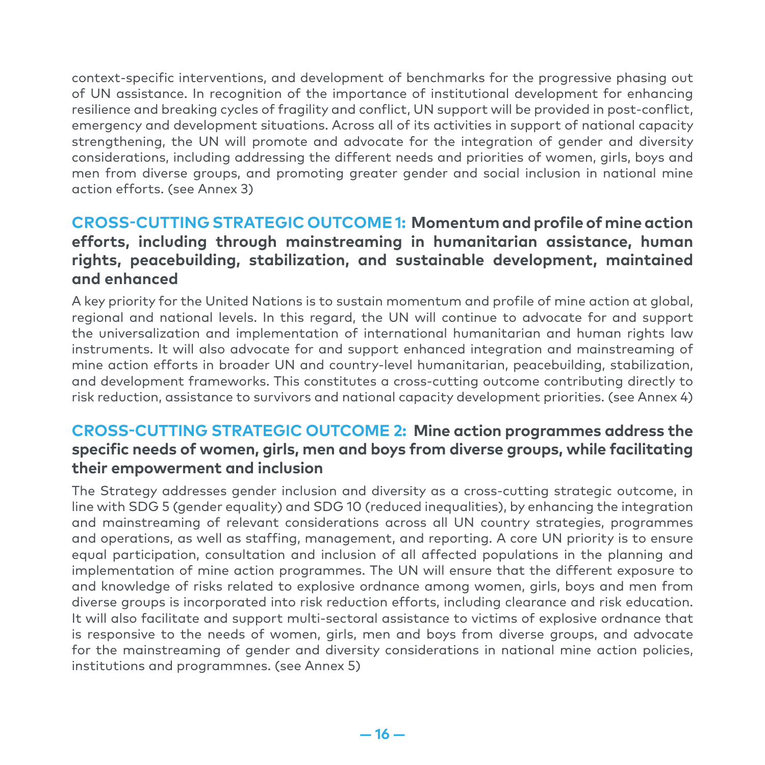context-specific interventions, and development of benchmarks for the progressive phasing out of UN assistance. In recognition of the importance of institutional development for enhancing resilience and breaking cycles of fragility and conflict, UN support will be provided in post-conflict, emergency and development situations. Across all of its activities in support of national capacity strengthening, the UN will promote and advocate for the integration of gender and diversity considerations, including addressing the different needs and priorities of women, girls, boys and men from diverse groups, and promoting greater gender and social inclusion in national mine action efforts. (see Annex 3)

## CROSS-CUTTING STRATEGIC OUTCOME 1: Momentum and profile of mine action efforts, including through mainstreaming in humanitarian assistance, human rights, peacebuilding, stabilization, and sustainable development, maintained and enhanced

A key priority for the United Nations is to sustain momentum and profile of mine action at global, regional and national levels. In this regard, the UN will continue to advocate for and support the universalization and implementation of international humanitarian and human rights law instruments. It will also advocate for and support enhanced integration and mainstreaming of mine action efforts in broader UN and country-level humanitarian, peacebuilding, stabilization, and development frameworks. This constitutes a cross-cutting outcome contributing directly to risk reduction, assistance to survivors and national capacity development priorities. (see Annex 4)

## CROSS-CUTTING STRATEGIC OUTCOME 2: Mine action programmes address the specific needs of women, girls, men and boys from diverse groups, while facilitating their empowerment and inclusion

The Strategy addresses gender inclusion and diversity as a cross-cutting strategic outcome, in line with SDG 5 (gender equality) and SDG 10 (reduced inequalities), by enhancing the integration and mainstreaming of relevant considerations across all UN country strategies, programmes and operations, as well as staffing, management, and reporting. A core UN priority is to ensure equal participation, consultation and inclusion of all affected populations in the planning and implementation of mine action programmes. The UN will ensure that the different exposure to and knowledge of risks related to explosive ordnance among women, girls, boys and men from diverse groups is incorporated into risk reduction efforts, including clearance and risk education. It will also facilitate and support multi-sectoral assistance to victims of explosive ordnance that is responsive to the needs of women, girls, men and boys from diverse groups, and advocate for the mainstreaming of gender and diversity considerations in national mine action policies, institutions and programmnes. (see Annex 5)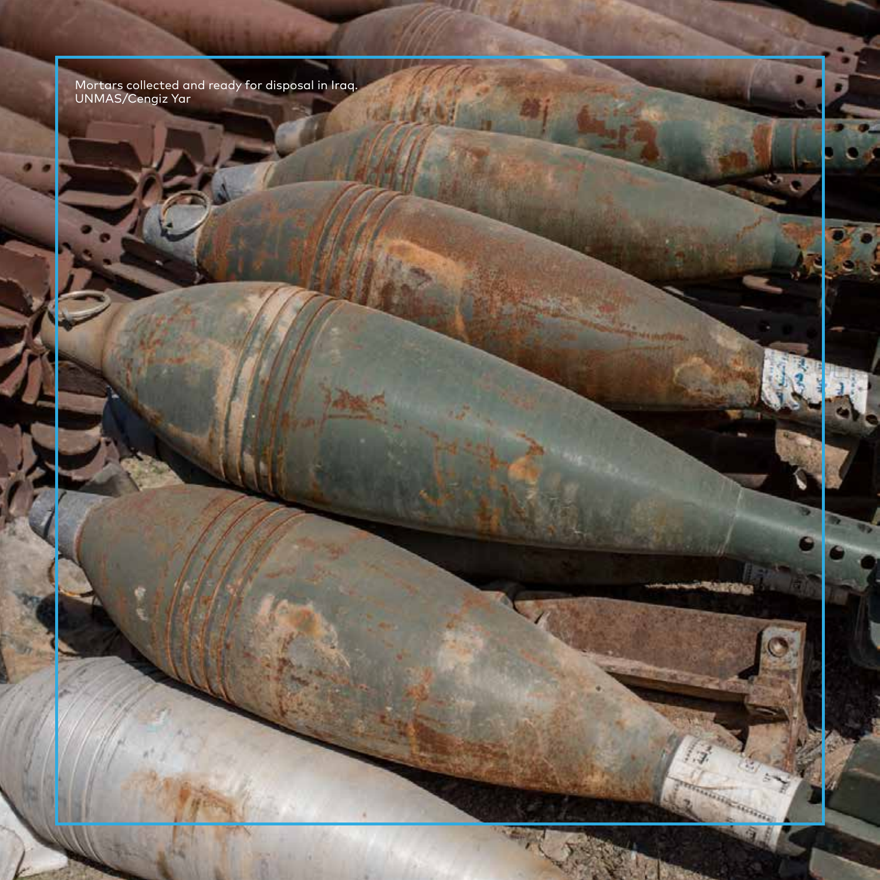Mortars collected and ready for disposal in Iraq.
UNMAS/Cengiz Yar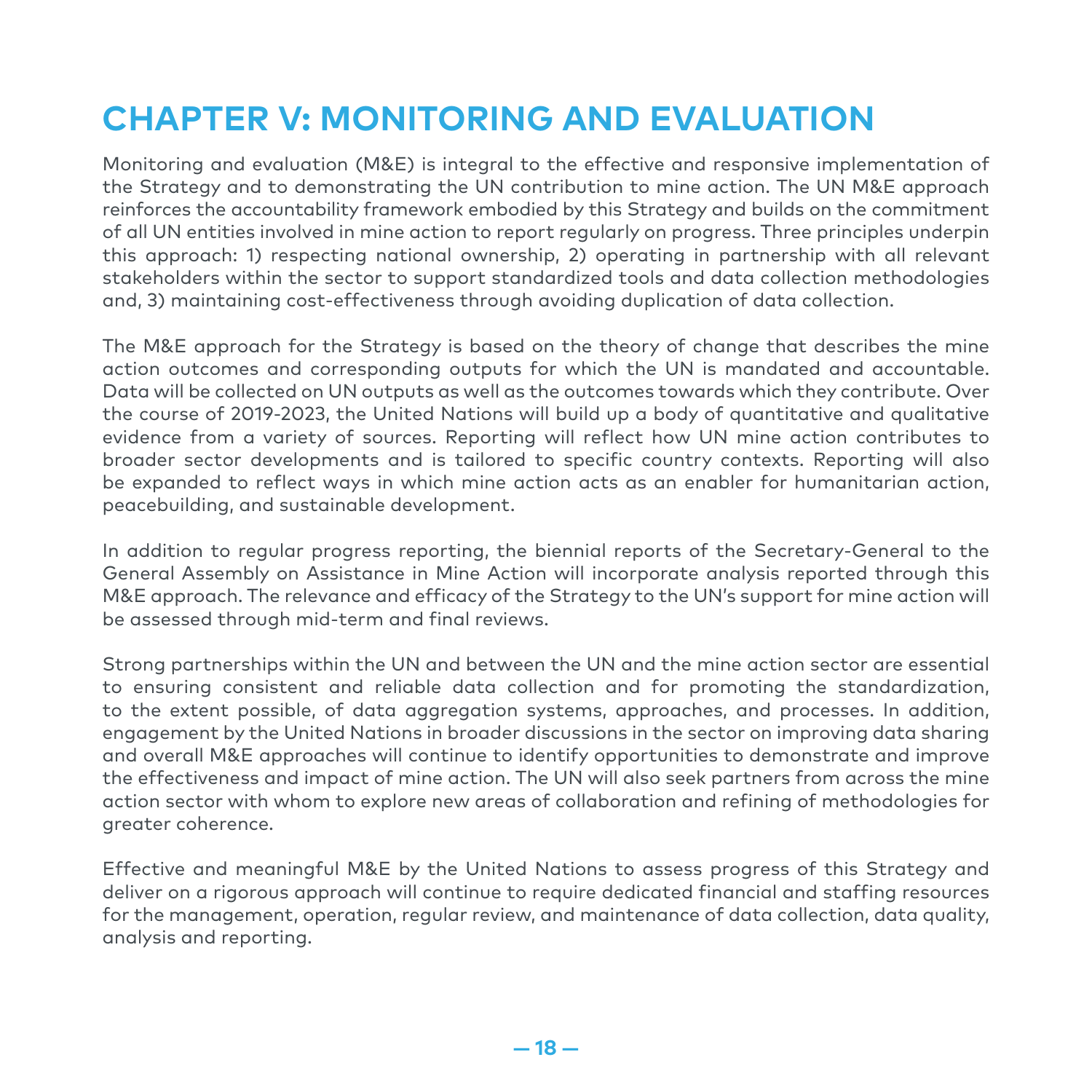# CHAPTER V: MONITORING AND EVALUATION

Monitoring and evaluation (M&E) is integral to the effective and responsive implementation of the Strategy and to demonstrating the UN contribution to mine action. The UN M&E approach reinforces the accountability framework embodied by this Strategy and builds on the commitment of all UN entities involved in mine action to report regularly on progress. Three principles underpin this approach: 1) respecting national ownership, 2) operating in partnership with all relevant stakeholders within the sector to support standardized tools and data collection methodologies and, 3) maintaining cost-effectiveness through avoiding duplication of data collection.

The M&E approach for the Strategy is based on the theory of change that describes the mine action outcomes and corresponding outputs for which the UN is mandated and accountable. Data will be collected on UN outputs as well as the outcomes towards which they contribute. Over the course of 2019-2023, the United Nations will build up a body of quantitative and qualitative evidence from a variety of sources. Reporting will reflect how UN mine action contributes to broader sector developments and is tailored to specific country contexts. Reporting will also be expanded to reflect ways in which mine action acts as an enabler for humanitarian action, peacebuilding, and sustainable development.

In addition to regular progress reporting, the biennial reports of the Secretary-General to the General Assembly on Assistance in Mine Action will incorporate analysis reported through this M&E approach. The relevance and efficacy of the Strategy to the UN's support for mine action will be assessed through mid-term and final reviews.

Strong partnerships within the UN and between the UN and the mine action sector are essential to ensuring consistent and reliable data collection and for promoting the standardization, to the extent possible, of data aggregation systems, approaches, and processes. In addition, engagement by the United Nations in broader discussions in the sector on improving data sharing and overall M&E approaches will continue to identify opportunities to demonstrate and improve the effectiveness and impact of mine action. The UN will also seek partners from across the mine action sector with whom to explore new areas of collaboration and refining of methodologies for greater coherence.

Effective and meaningful M&E by the United Nations to assess progress of this Strategy and deliver on a rigorous approach will continue to require dedicated financial and staffing resources for the management, operation, regular review, and maintenance of data collection, data quality, analysis and reporting.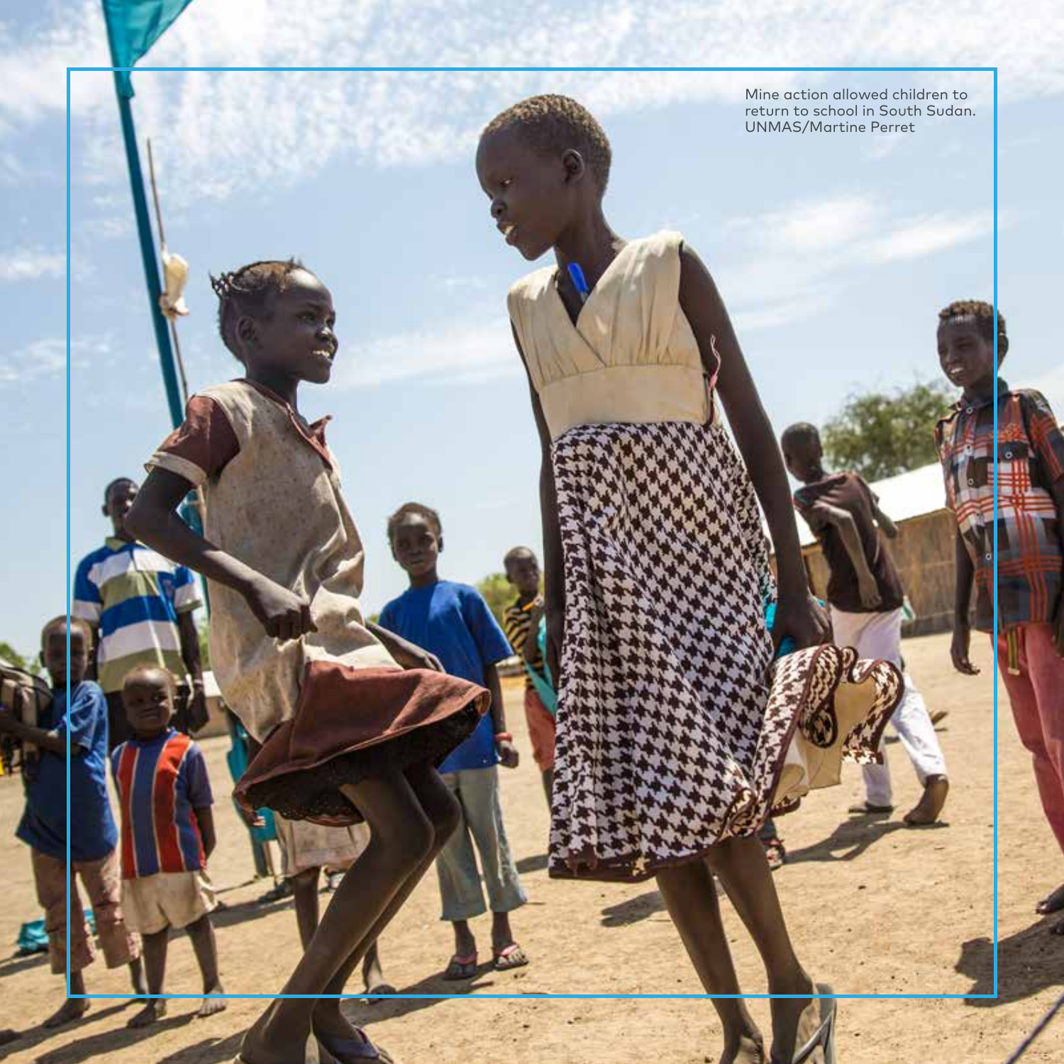Mine action allowed children to return to school in South Sudan. UNMAS/Martine Perret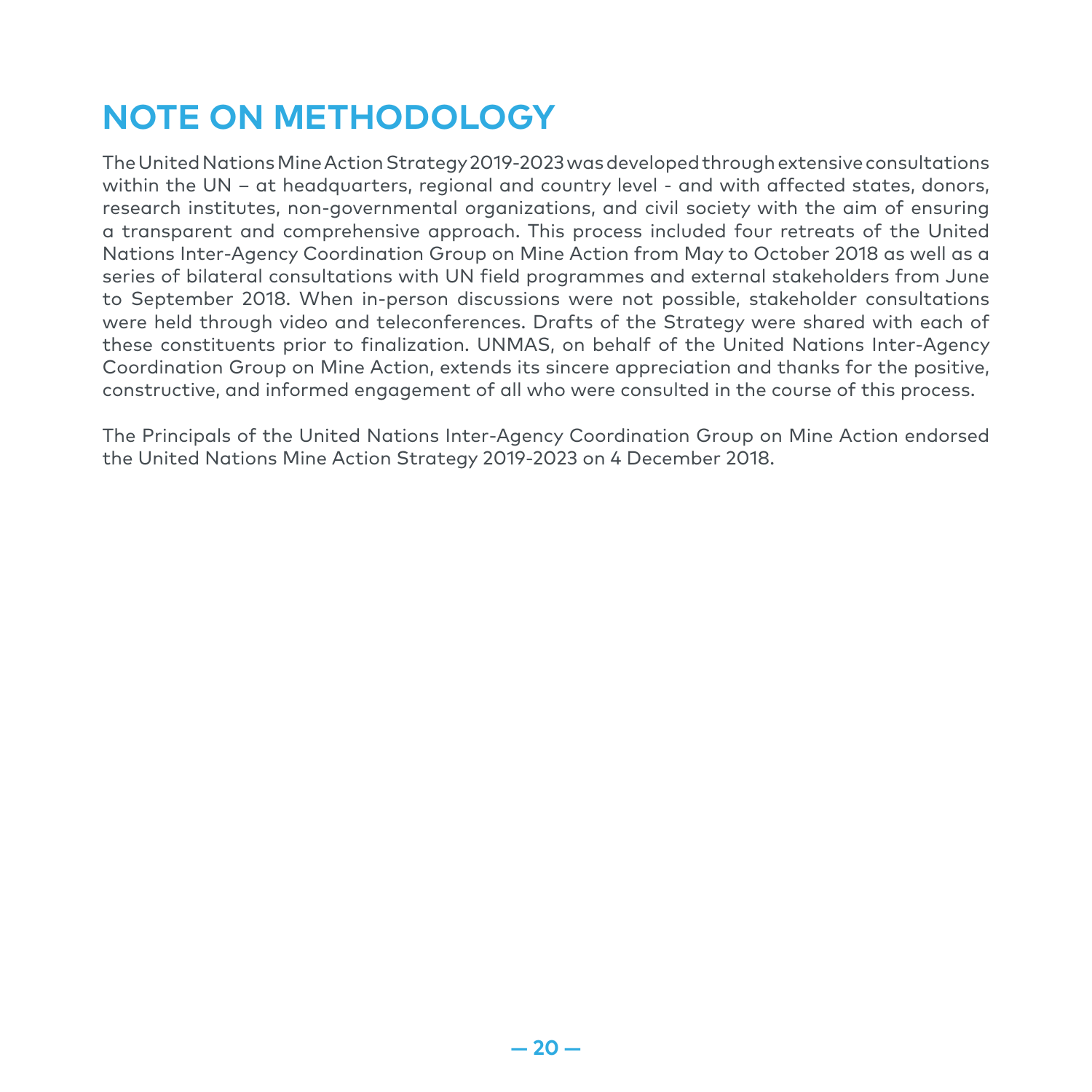# NOTE ON METHODOLOGY

The United Nations Mine Action Strategy 2019-2023 was developed through extensive consultations within the UN – at headquarters, regional and country level - and with affected states, donors, research institutes, non-governmental organizations, and civil society with the aim of ensuring a transparent and comprehensive approach. This process included four retreats of the United Nations Inter-Agency Coordination Group on Mine Action from May to October 2018 as well as a series of bilateral consultations with UN field programmes and external stakeholders from June to September 2018. When in-person discussions were not possible, stakeholder consultations were held through video and teleconferences. Drafts of the Strategy were shared with each of these constituents prior to finalization. UNMAS, on behalf of the United Nations Inter-Agency Coordination Group on Mine Action, extends its sincere appreciation and thanks for the positive, constructive, and informed engagement of all who were consulted in the course of this process.

The Principals of the United Nations Inter-Agency Coordination Group on Mine Action endorsed the United Nations Mine Action Strategy 2019-2023 on 4 December 2018.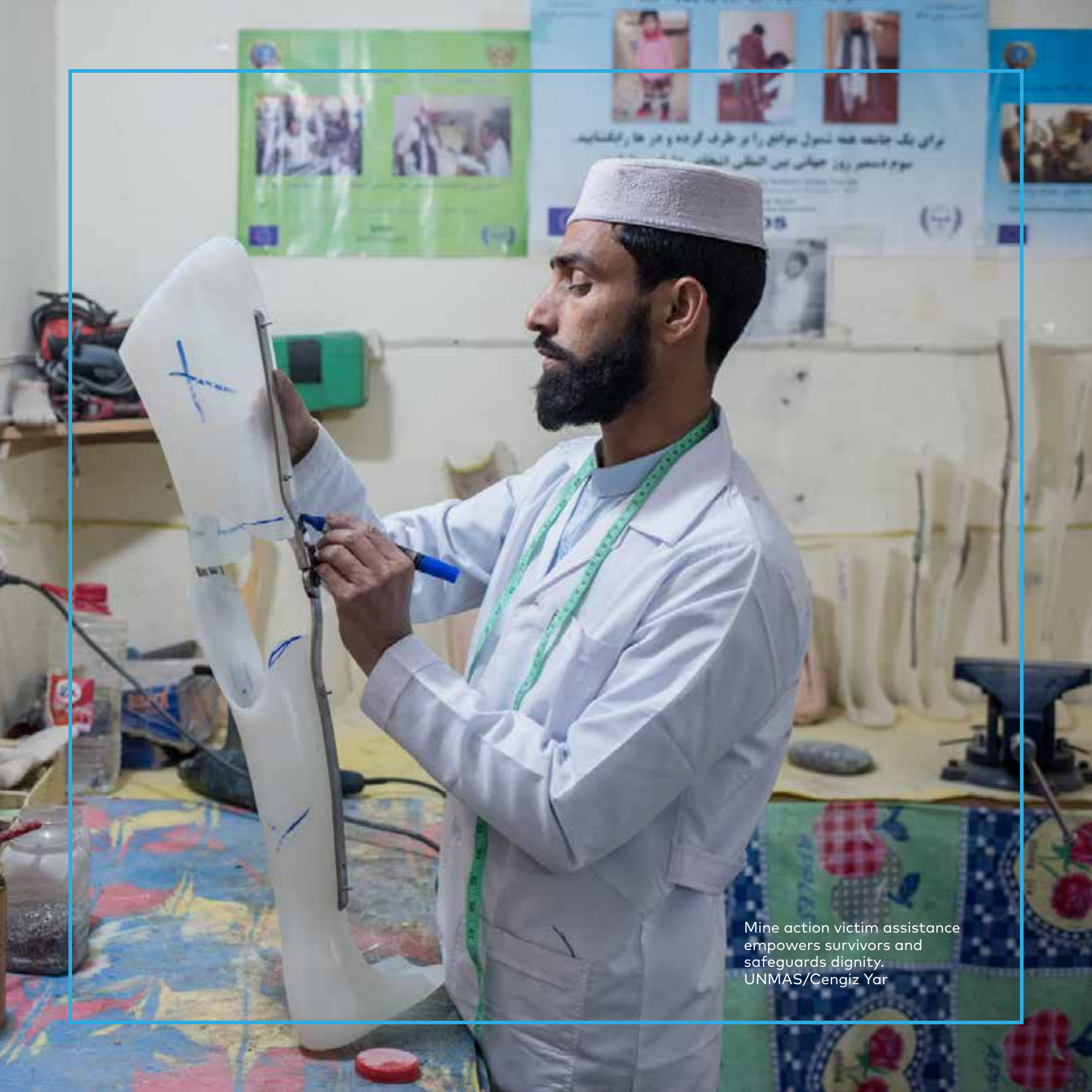Mine action victim assistance empowers survivors and safeguards dignity. UNMAS/Cengiz Yar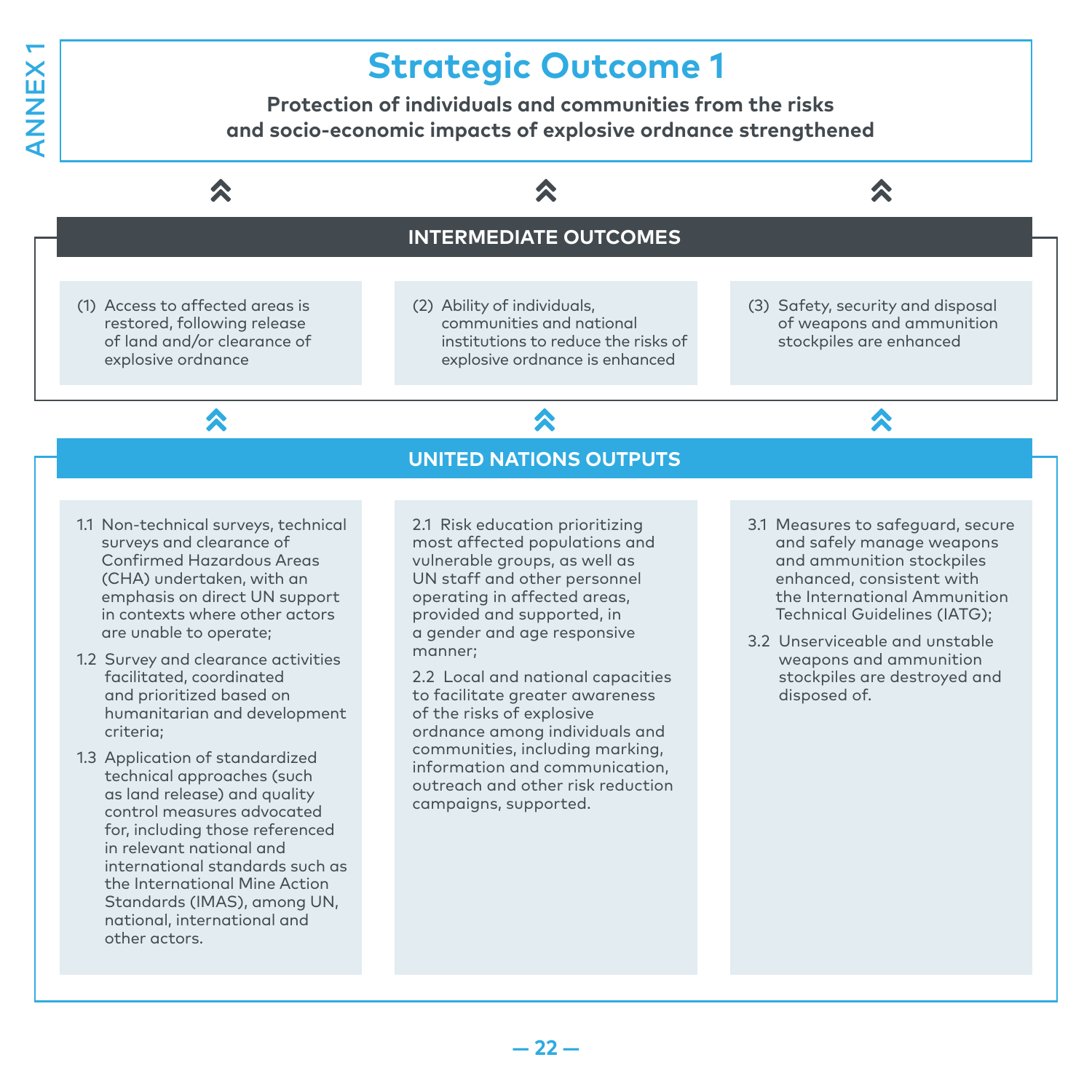ANNEX 1

# Strategic Outcome 1

**Protection of individuals and communities from the risks and socio-economic impacts of explosive ordnance strengthened**

## INTERMEDIATE OUTCOMES

(1) Access to affected areas is restored, following release of land and/or clearance of explosive ordnance

(2) Ability of individuals, communities and national institutions to reduce the risks of explosive ordnance is enhanced

(3) Safety, security and disposal of weapons and ammunition stockpiles are enhanced

## UNITED NATIONS OUTPUTS

1.1 Non-technical surveys, technical surveys and clearance of Confirmed Hazardous Areas (CHA) undertaken, with an emphasis on direct UN support in contexts where other actors are unable to operate;

1.2 Survey and clearance activities facilitated, coordinated and prioritized based on humanitarian and development criteria;

1.3 Application of standardized technical approaches (such as land release) and quality control measures advocated for, including those referenced in relevant national and international standards such as the International Mine Action Standards (IMAS), among UN, national, international and other actors.

2.1 Risk education prioritizing most affected populations and vulnerable groups, as well as UN staff and other personnel operating in affected areas, provided and supported, in a gender and age responsive manner;

2.2 Local and national capacities to facilitate greater awareness of the risks of explosive ordnance among individuals and communities, including marking, information and communication, outreach and other risk reduction campaigns, supported.

3.1 Measures to safeguard, secure and safely manage weapons and ammunition stockpiles enhanced, consistent with the International Ammunition Technical Guidelines (IATG);

3.2 Unserviceable and unstable weapons and ammunition stockpiles are destroyed and disposed of.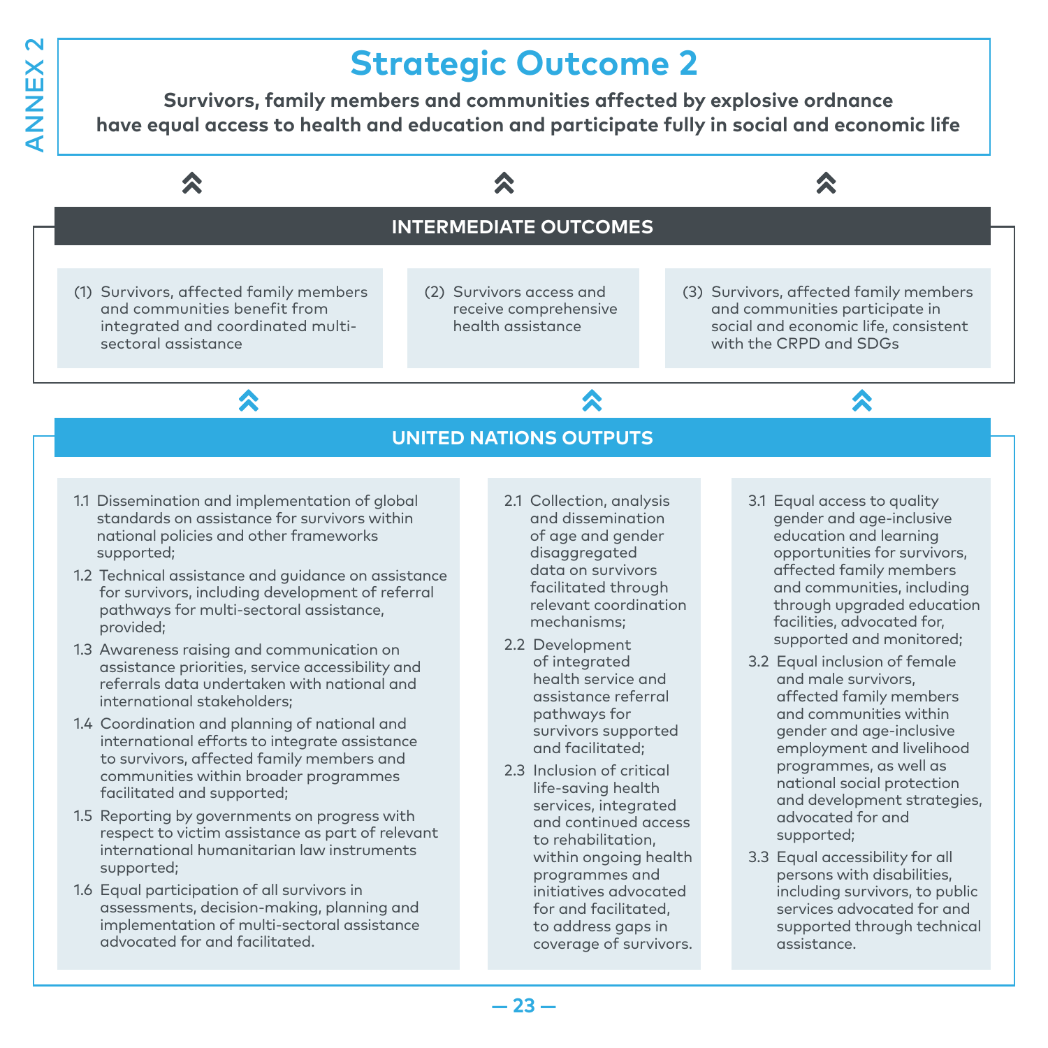# Strategic Outcome 2

**Survivors, family members and communities affected by explosive ordnance have equal access to health and education and participate fully in social and economic life**

## INTERMEDIATE OUTCOMES

(1) Survivors, affected family members and communities benefit from integrated and coordinated multi-sectoral assistance

(2) Survivors access and receive comprehensive health assistance

(3) Survivors, affected family members and communities participate in social and economic life, consistent with the CRPD and SDGs

## UNITED NATIONS OUTPUTS

1.1 Dissemination and implementation of global standards on assistance for survivors within national policies and other frameworks supported;

1.2 Technical assistance and guidance on assistance for survivors, including development of referral pathways for multi-sectoral assistance, provided;

1.3 Awareness raising and communication on assistance priorities, service accessibility and referrals data undertaken with national and international stakeholders;

1.4 Coordination and planning of national and international efforts to integrate assistance to survivors, affected family members and communities within broader programmes facilitated and supported;

1.5 Reporting by governments on progress with respect to victim assistance as part of relevant international humanitarian law instruments supported;

1.6 Equal participation of all survivors in assessments, decision-making, planning and implementation of multi-sectoral assistance advocated for and facilitated.

2.1 Collection, analysis and dissemination of age and gender disaggregated data on survivors facilitated through relevant coordination mechanisms;

2.2 Development of integrated health service and assistance referral pathways for survivors supported and facilitated;

2.3 Inclusion of critical life-saving health services, integrated and continued access to rehabilitation, within ongoing health programmes and initiatives advocated for and facilitated, to address gaps in coverage of survivors.

3.1 Equal access to quality gender and age-inclusive education and learning opportunities for survivors, affected family members and communities, including through upgraded education facilities, advocated for, supported and monitored;

3.2 Equal inclusion of female and male survivors, affected family members and communities within gender and age-inclusive employment and livelihood programmes, as well as national social protection and development strategies, advocated for and supported;

3.3 Equal accessibility for all persons with disabilities, including survivors, to public services advocated for and supported through technical assistance.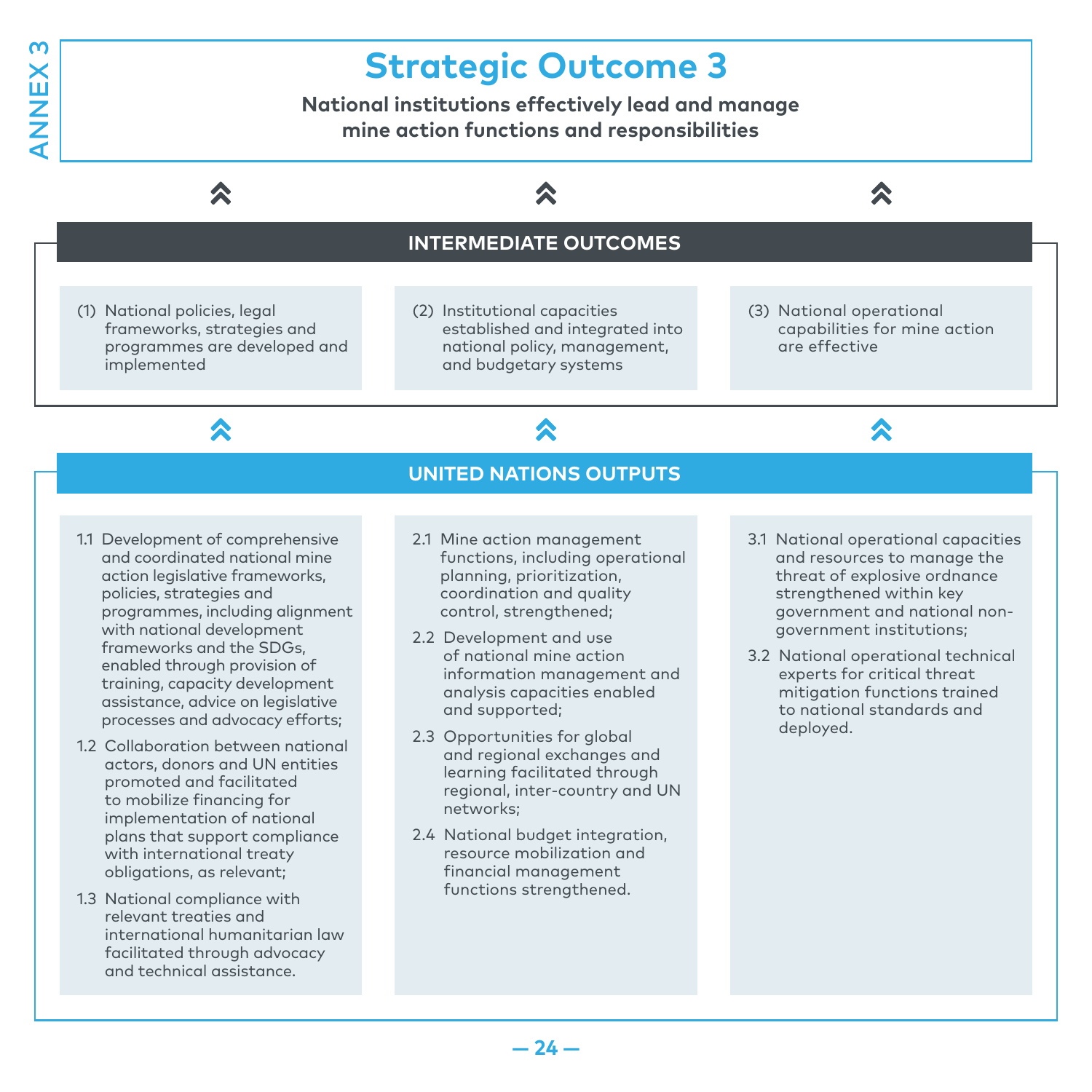ANNEX 3

# Strategic Outcome 3

**National institutions effectively lead and manage mine action functions and responsibilities**

## INTERMEDIATE OUTCOMES

(1) National policies, legal frameworks, strategies and programmes are developed and implemented

(2) Institutional capacities established and integrated into national policy, management, and budgetary systems

(3) National operational capabilities for mine action are effective

## UNITED NATIONS OUTPUTS

1.1 Development of comprehensive and coordinated national mine action legislative frameworks, policies, strategies and programmes, including alignment with national development frameworks and the SDGs, enabled through provision of training, capacity development assistance, advice on legislative processes and advocacy efforts;

1.2 Collaboration between national actors, donors and UN entities promoted and facilitated to mobilize financing for implementation of national plans that support compliance with international treaty obligations, as relevant;

1.3 National compliance with relevant treaties and international humanitarian law facilitated through advocacy and technical assistance.

2.1 Mine action management functions, including operational planning, prioritization, coordination and quality control, strengthened;

2.2 Development and use of national mine action information management and analysis capacities enabled and supported;

2.3 Opportunities for global and regional exchanges and learning facilitated through regional, inter-country and UN networks;

2.4 National budget integration, resource mobilization and financial management functions strengthened.

3.1 National operational capacities and resources to manage the threat of explosive ordnance strengthened within key government and national non-government institutions;

3.2 National operational technical experts for critical threat mitigation functions trained to national standards and deployed.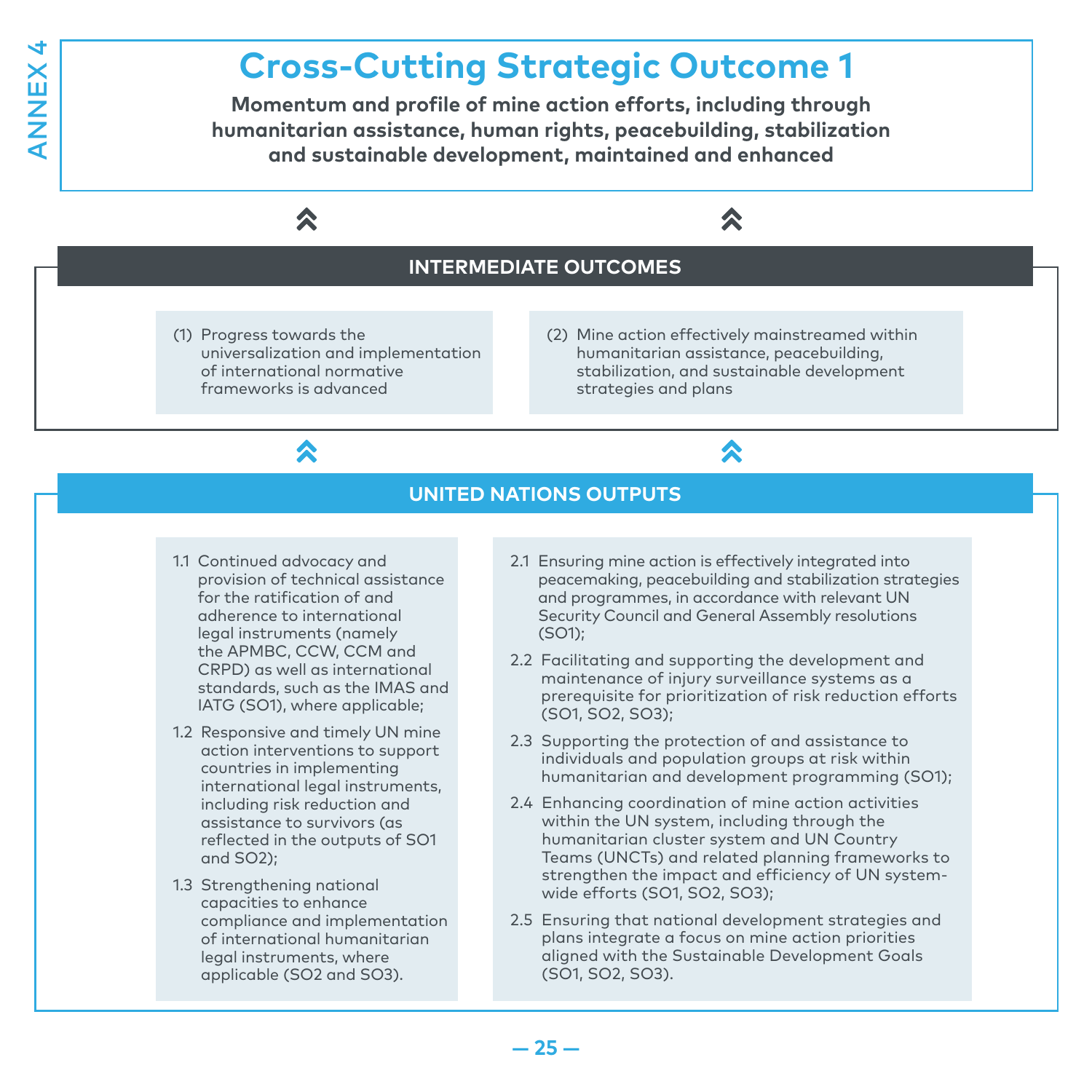ANNEX 4

# Cross-Cutting Strategic Outcome 1

**Momentum and profile of mine action efforts, including through humanitarian assistance, human rights, peacebuilding, stabilization and sustainable development, maintained and enhanced**

## INTERMEDIATE OUTCOMES

(1) Progress towards the universalization and implementation of international normative frameworks is advanced

(2) Mine action effectively mainstreamed within humanitarian assistance, peacebuilding, stabilization, and sustainable development strategies and plans

## UNITED NATIONS OUTPUTS

1.1 Continued advocacy and provision of technical assistance for the ratification of and adherence to international legal instruments (namely the APMBC, CCW, CCM and CRPD) as well as international standards, such as the IMAS and IATG (SO1), where applicable;

1.2 Responsive and timely UN mine action interventions to support countries in implementing international legal instruments, including risk reduction and assistance to survivors (as reflected in the outputs of SO1 and SO2);

1.3 Strengthening national capacities to enhance compliance and implementation of international humanitarian legal instruments, where applicable (SO2 and SO3).

2.1 Ensuring mine action is effectively integrated into peacemaking, peacebuilding and stabilization strategies and programmes, in accordance with relevant UN Security Council and General Assembly resolutions (SO1);

2.2 Facilitating and supporting the development and maintenance of injury surveillance systems as a prerequisite for prioritization of risk reduction efforts (SO1, SO2, SO3);

2.3 Supporting the protection of and assistance to individuals and population groups at risk within humanitarian and development programming (SO1);

2.4 Enhancing coordination of mine action activities within the UN system, including through the humanitarian cluster system and UN Country Teams (UNCTs) and related planning frameworks to strengthen the impact and efficiency of UN system-wide efforts (SO1, SO2, SO3);

2.5 Ensuring that national development strategies and plans integrate a focus on mine action priorities aligned with the Sustainable Development Goals (SO1, SO2, SO3).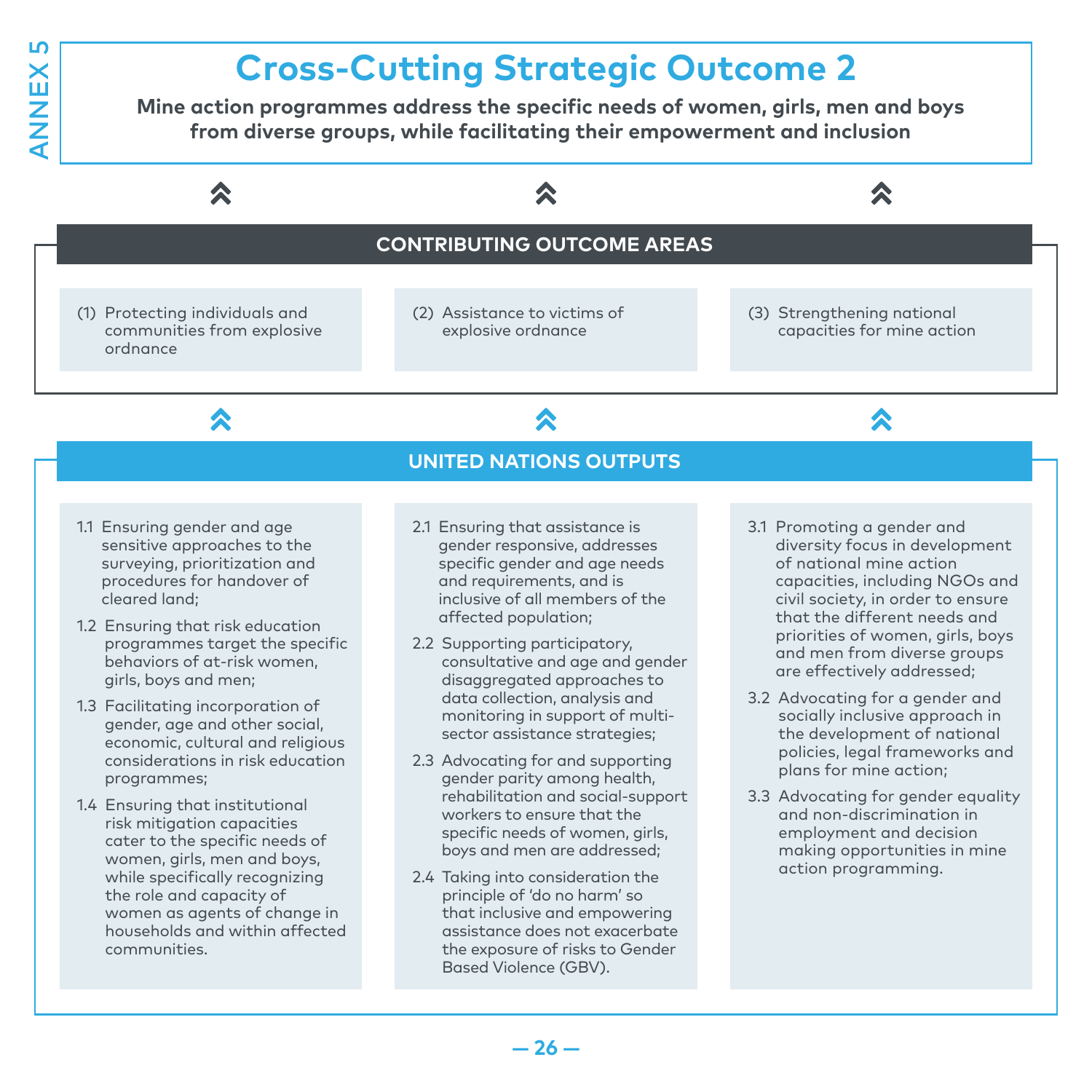ANNEX 5

# Cross-Cutting Strategic Outcome 2

**Mine action programmes address the specific needs of women, girls, men and boys from diverse groups, while facilitating their empowerment and inclusion**

## CONTRIBUTING OUTCOME AREAS

(1) Protecting individuals and communities from explosive ordnance

(2) Assistance to victims of explosive ordnance

(3) Strengthening national capacities for mine action

## UNITED NATIONS OUTPUTS

1.1 Ensuring gender and age sensitive approaches to the surveying, prioritization and procedures for handover of cleared land;

1.2 Ensuring that risk education programmes target the specific behaviors of at-risk women, girls, boys and men;

1.3 Facilitating incorporation of gender, age and other social, economic, cultural and religious considerations in risk education programmes;

1.4 Ensuring that institutional risk mitigation capacities cater to the specific needs of women, girls, men and boys, while specifically recognizing the role and capacity of women as agents of change in households and within affected communities.

2.1 Ensuring that assistance is gender responsive, addresses specific gender and age needs and requirements, and is inclusive of all members of the affected population;

2.2 Supporting participatory, consultative and age and gender disaggregated approaches to data collection, analysis and monitoring in support of multi-sector assistance strategies;

2.3 Advocating for and supporting gender parity among health, rehabilitation and social-support workers to ensure that the specific needs of women, girls, boys and men are addressed;

2.4 Taking into consideration the principle of 'do no harm' so that inclusive and empowering assistance does not exacerbate the exposure of risks to Gender Based Violence (GBV).

3.1 Promoting a gender and diversity focus in development of national mine action capacities, including NGOs and civil society, in order to ensure that the different needs and priorities of women, girls, boys and men from diverse groups are effectively addressed;

3.2 Advocating for a gender and socially inclusive approach in the development of national policies, legal frameworks and plans for mine action;

3.3 Advocating for gender equality and non-discrimination in employment and decision making opportunities in mine action programming.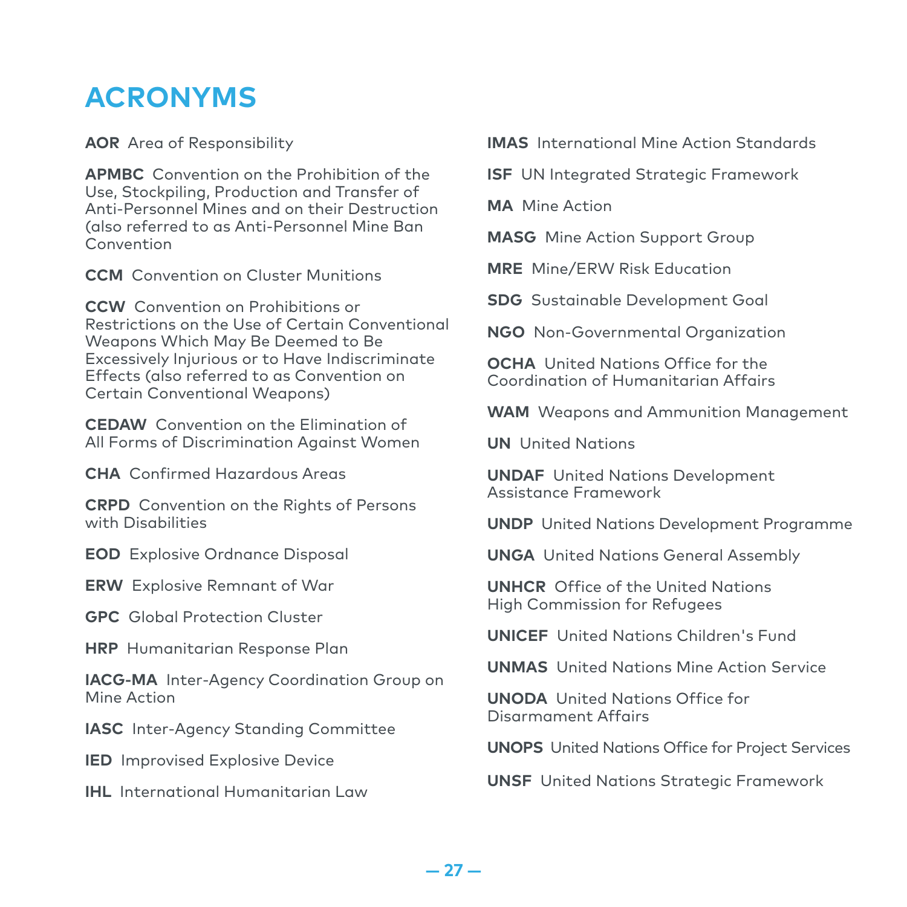# ACRONYMS

**AOR** Area of Responsibility

**APMBC** Convention on the Prohibition of the Use, Stockpiling, Production and Transfer of Anti-Personnel Mines and on their Destruction (also referred to as Anti-Personnel Mine Ban Convention

**CCM** Convention on Cluster Munitions

**CCW** Convention on Prohibitions or Restrictions on the Use of Certain Conventional Weapons Which May Be Deemed to Be Excessively Injurious or to Have Indiscriminate Effects (also referred to as Convention on Certain Conventional Weapons)

**CEDAW** Convention on the Elimination of All Forms of Discrimination Against Women

**CHA** Confirmed Hazardous Areas

**CRPD** Convention on the Rights of Persons with Disabilities

**EOD** Explosive Ordnance Disposal

**ERW** Explosive Remnant of War

**GPC** Global Protection Cluster

**HRP** Humanitarian Response Plan

**IACG-MA** Inter-Agency Coordination Group on Mine Action

**IASC** Inter-Agency Standing Committee

**IED** Improvised Explosive Device

**IHL** International Humanitarian Law

**IMAS** International Mine Action Standards

**ISF** UN Integrated Strategic Framework

**MA** Mine Action

**MASG** Mine Action Support Group

**MRE** Mine/ERW Risk Education

**SDG** Sustainable Development Goal

**NGO** Non-Governmental Organization

**OCHA** United Nations Office for the Coordination of Humanitarian Affairs

**WAM** Weapons and Ammunition Management

**UN** United Nations

**UNDAF** United Nations Development Assistance Framework

**UNDP** United Nations Development Programme

**UNGA** United Nations General Assembly

**UNHCR** Office of the United Nations High Commission for Refugees

**UNICEF** United Nations Children's Fund

**UNMAS** United Nations Mine Action Service

**UNODA** United Nations Office for Disarmament Affairs

**UNOPS** United Nations Office for Project Services

**UNSF** United Nations Strategic Framework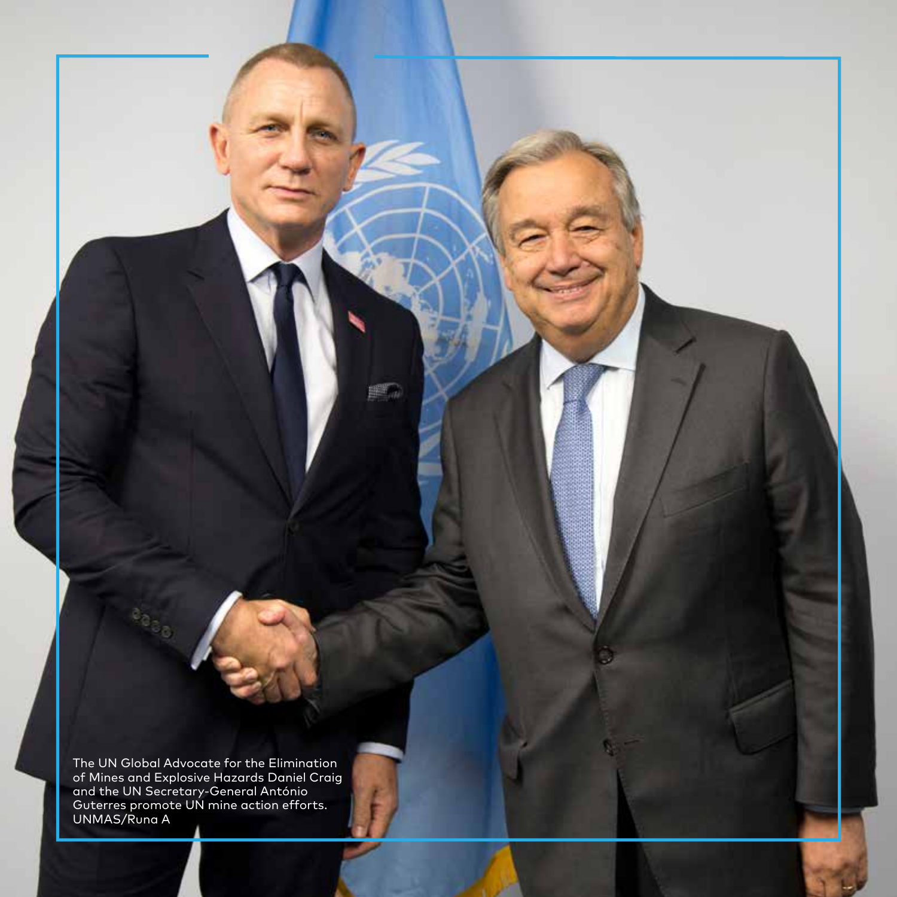The UN Global Advocate for the Elimination of Mines and Explosive Hazards Daniel Craig and the UN Secretary-General António Guterres promote UN mine action efforts.
UNMAS/Runa A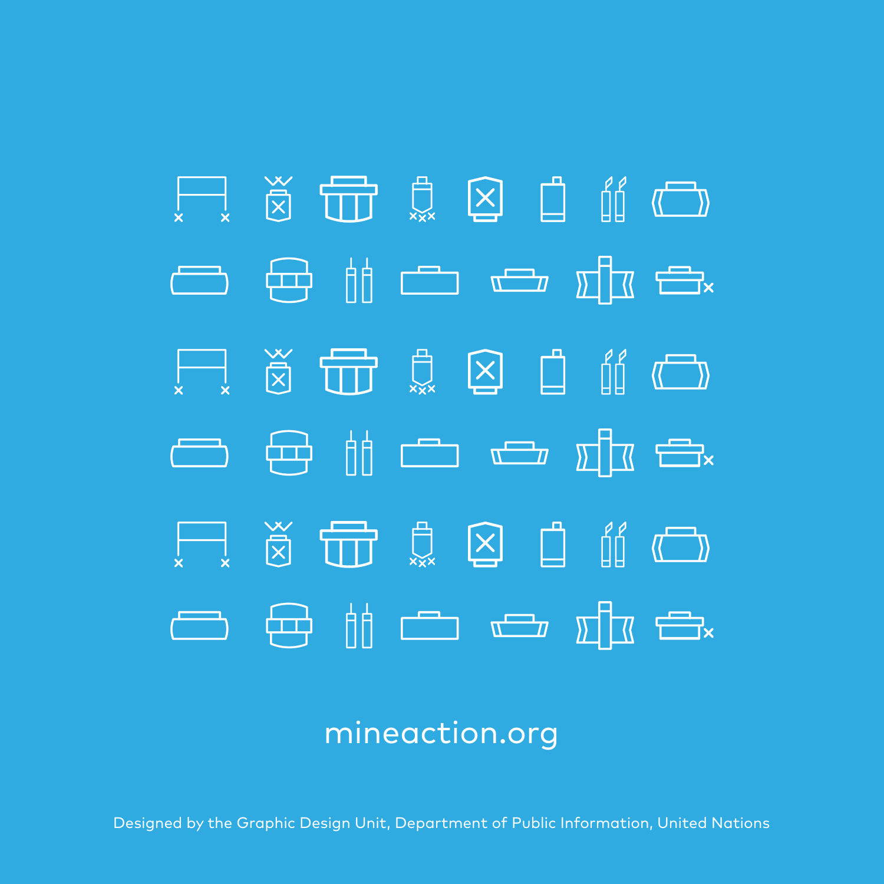mineaction.org

Designed by the Graphic Design Unit, Department of Public Information, United Nations